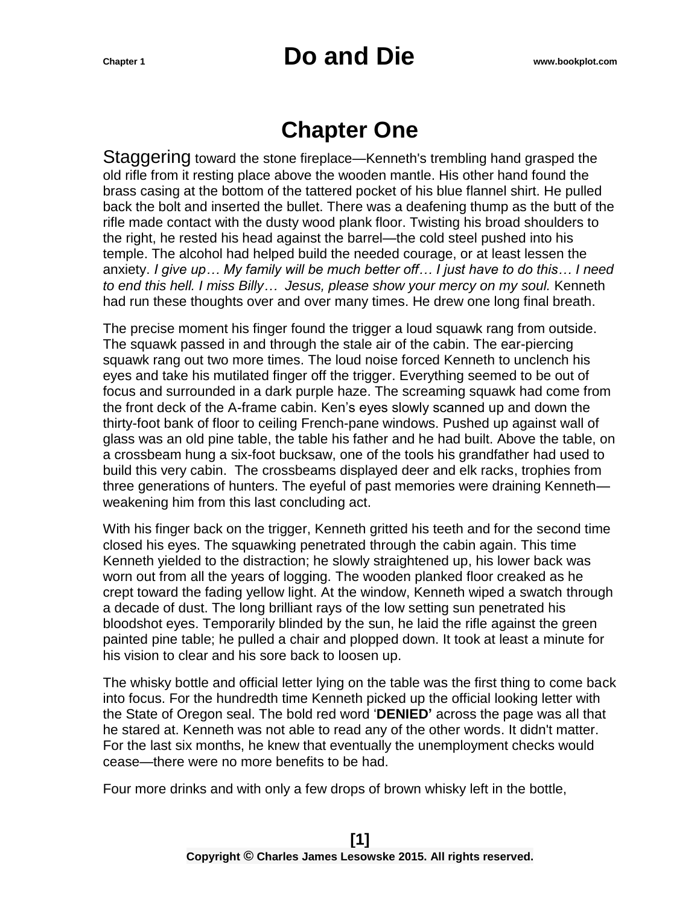# Chapter One

Staggering toward the stone fireplace—Kenneth's trembling hand grasped the old rifle from it resting place above the wooden mantle. His other hand found the brass casing at the bottom of the tattered pocket of his blue flannel shirt. He pulled back the bolt and inserted the bullet. There was a deafening thump as the butt of the rifle made contact with the dusty wood plank floor. Twisting his broad shoulders to the right, he rested his head against the barrel—the cold steel pushed into his temple. The alcohol had helped build the needed courage, or at least lessen the anxiety. *I give up… My family will be much better off… I just have to do this… I need to end this hell. I miss Billy… Jesus, please show your mercy on my soul.* Kenneth had run these thoughts over and over many times. He drew one long final breath.

The precise moment his finger found the trigger a loud squawk rang from outside. The squawk passed in and through the stale air of the cabin. The ear-piercing squawk rang out two more times. The loud noise forced Kenneth to unclench his eyes and take his mutilated finger off the trigger. Everything seemed to be out of focus and surrounded in a dark purple haze. The screaming squawk had come from the front deck of the A-frame cabin. Ken's eyes slowly scanned up and down the thirty-foot bank of floor to ceiling French-pane windows. Pushed up against wall of glass was an old pine table, the table his father and he had built. Above the table, on a crossbeam hung a six-foot bucksaw, one of the tools his grandfather had used to build this very cabin. The crossbeams displayed deer and elk racks, trophies from three generations of hunters. The eyeful of past memories were draining Kenneth—weakening him from this last concluding act.

With his finger back on the trigger, Kenneth gritted his teeth and for the second time closed his eyes. The squawking penetrated through the cabin again. This time Kenneth yielded to the distraction; he slowly straightened up, his lower back was worn out from all the years of logging. The wooden planked floor creaked as he crept toward the fading yellow light. At the window, Kenneth wiped a swatch through a decade of dust. The long brilliant rays of the low setting sun penetrated his bloodshot eyes. Temporarily blinded by the sun, he laid the rifle against the green painted pine table; he pulled a chair and plopped down. It took at least a minute for his vision to clear and his sore back to loosen up.

The whisky bottle and official letter lying on the table was the first thing to come back into focus. For the hundredth time Kenneth picked up the official looking letter with the State of Oregon seal. The bold red word '**DENIED'** across the page was all that he stared at. Kenneth was not able to read any of the other words. It didn't matter. For the last six months, he knew that eventually the unemployment checks would cease—there were no more benefits to be had.

Four more drinks and with only a few drops of brown whisky left in the bottle,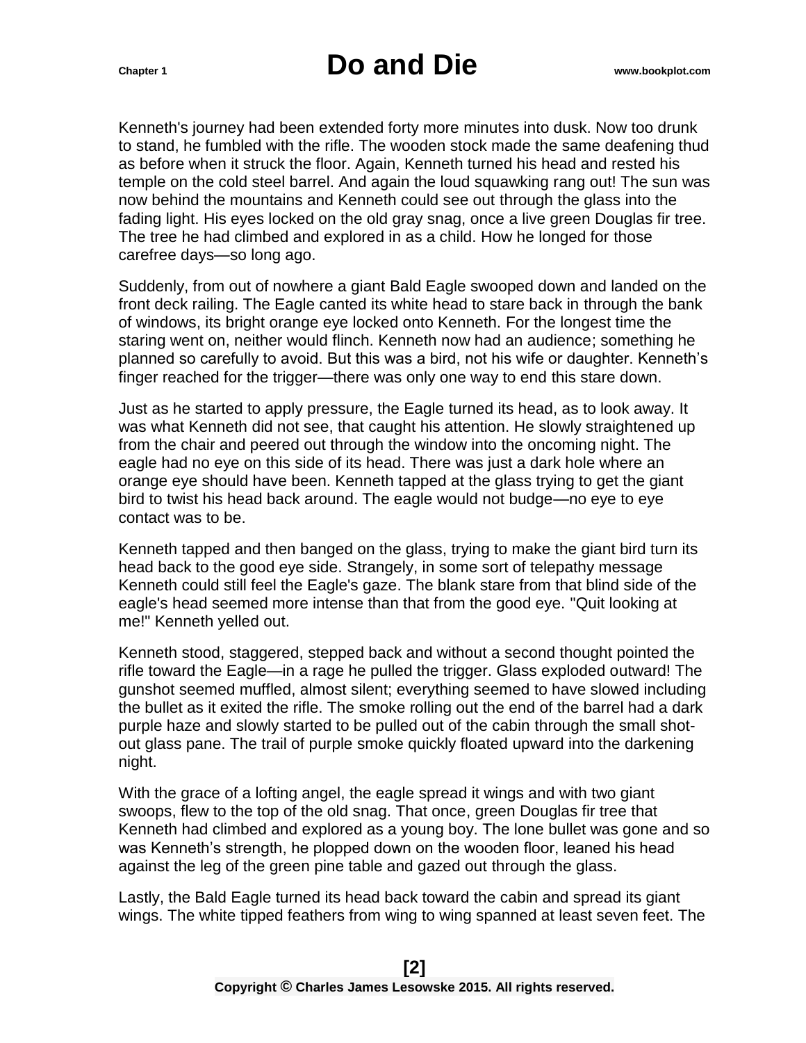Kenneth's journey had been extended forty more minutes into dusk. Now too drunk to stand, he fumbled with the rifle. The wooden stock made the same deafening thud as before when it struck the floor. Again, Kenneth turned his head and rested his temple on the cold steel barrel. And again the loud squawking rang out! The sun was now behind the mountains and Kenneth could see out through the glass into the fading light. His eyes locked on the old gray snag, once a live green Douglas fir tree. The tree he had climbed and explored in as a child. How he longed for those carefree days—so long ago.

Suddenly, from out of nowhere a giant Bald Eagle swooped down and landed on the front deck railing. The Eagle canted its white head to stare back in through the bank of windows, its bright orange eye locked onto Kenneth. For the longest time the staring went on, neither would flinch. Kenneth now had an audience; something he planned so carefully to avoid. But this was a bird, not his wife or daughter. Kenneth's finger reached for the trigger—there was only one way to end this stare down.

Just as he started to apply pressure, the Eagle turned its head, as to look away. It was what Kenneth did not see, that caught his attention. He slowly straightened up from the chair and peered out through the window into the oncoming night. The eagle had no eye on this side of its head. There was just a dark hole where an orange eye should have been. Kenneth tapped at the glass trying to get the giant bird to twist his head back around. The eagle would not budge—no eye to eye contact was to be.

Kenneth tapped and then banged on the glass, trying to make the giant bird turn its head back to the good eye side. Strangely, in some sort of telepathy message Kenneth could still feel the Eagle's gaze. The blank stare from that blind side of the eagle's head seemed more intense than that from the good eye. "Quit looking at me!" Kenneth yelled out.

Kenneth stood, staggered, stepped back and without a second thought pointed the rifle toward the Eagle—in a rage he pulled the trigger. Glass exploded outward! The gunshot seemed muffled, almost silent; everything seemed to have slowed including the bullet as it exited the rifle. The smoke rolling out the end of the barrel had a dark purple haze and slowly started to be pulled out of the cabin through the small shot-out glass pane. The trail of purple smoke quickly floated upward into the darkening night.

With the grace of a lofting angel, the eagle spread it wings and with two giant swoops, flew to the top of the old snag. That once, green Douglas fir tree that Kenneth had climbed and explored as a young boy. The lone bullet was gone and so was Kenneth's strength, he plopped down on the wooden floor, leaned his head against the leg of the green pine table and gazed out through the glass.

Lastly, the Bald Eagle turned its head back toward the cabin and spread its giant wings. The white tipped feathers from wing to wing spanned at least seven feet. The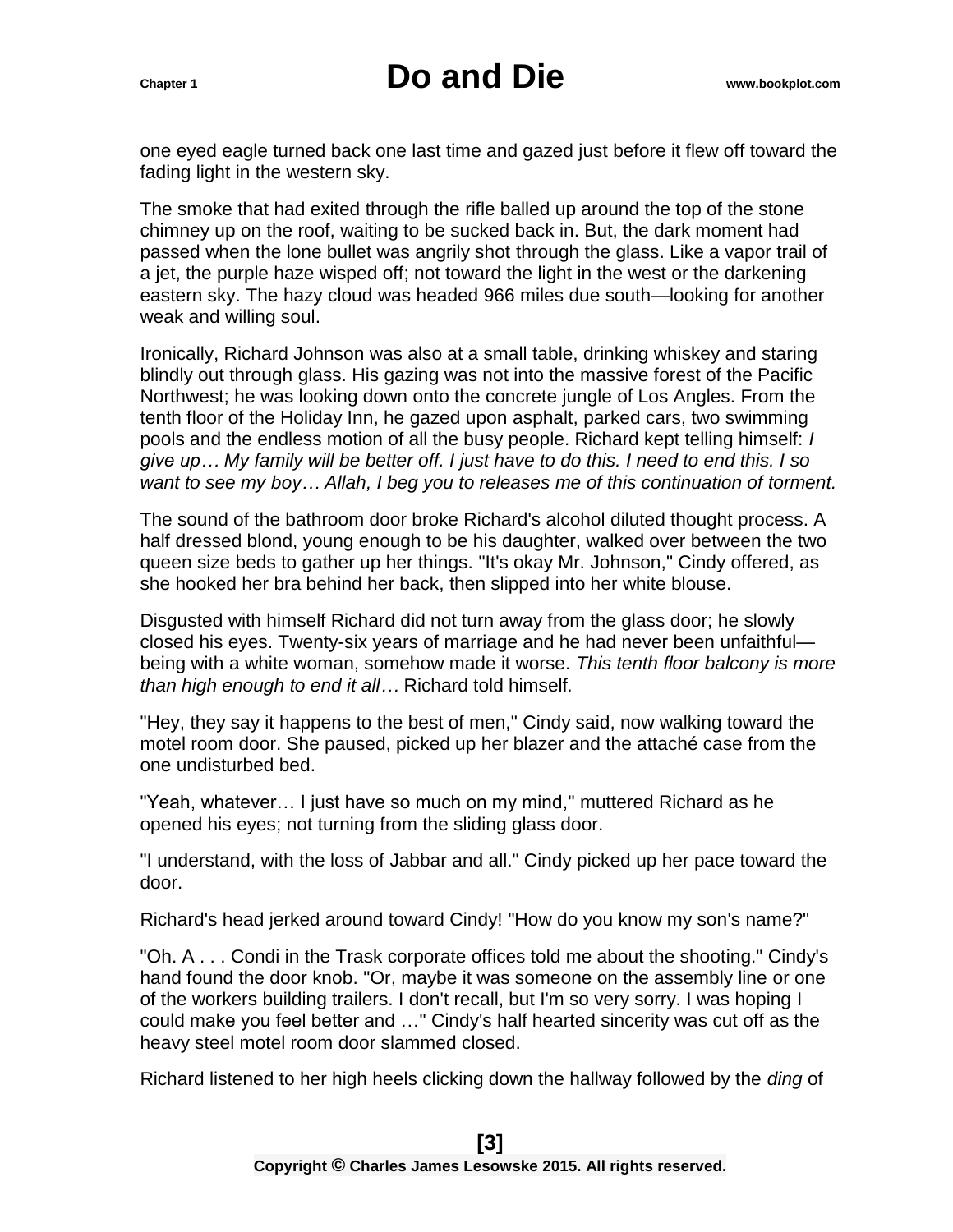one eyed eagle turned back one last time and gazed just before it flew off toward the fading light in the western sky.

The smoke that had exited through the rifle balled up around the top of the stone chimney up on the roof, waiting to be sucked back in. But, the dark moment had passed when the lone bullet was angrily shot through the glass. Like a vapor trail of a jet, the purple haze wisped off; not toward the light in the west or the darkening eastern sky. The hazy cloud was headed 966 miles due south—looking for another weak and willing soul.

Ironically, Richard Johnson was also at a small table, drinking whiskey and staring blindly out through glass. His gazing was not into the massive forest of the Pacific Northwest; he was looking down onto the concrete jungle of Los Angles. From the tenth floor of the Holiday Inn, he gazed upon asphalt, parked cars, two swimming pools and the endless motion of all the busy people. Richard kept telling himself: *I give up… My family will be better off. I just have to do this. I need to end this. I so want to see my boy… Allah, I beg you to releases me of this continuation of torment.*

The sound of the bathroom door broke Richard's alcohol diluted thought process. A half dressed blond, young enough to be his daughter, walked over between the two queen size beds to gather up her things. "It's okay Mr. Johnson," Cindy offered, as she hooked her bra behind her back, then slipped into her white blouse.

Disgusted with himself Richard did not turn away from the glass door; he slowly closed his eyes. Twenty-six years of marriage and he had never been unfaithful—being with a white woman, somehow made it worse. *This tenth floor balcony is more than high enough to end it all…* Richard told himself.

"Hey, they say it happens to the best of men," Cindy said, now walking toward the motel room door. She paused, picked up her blazer and the attaché case from the one undisturbed bed.

"Yeah, whatever… I just have so much on my mind," muttered Richard as he opened his eyes; not turning from the sliding glass door.

"I understand, with the loss of Jabbar and all." Cindy picked up her pace toward the door.

Richard's head jerked around toward Cindy! "How do you know my son's name?"

"Oh. A . . . Condi in the Trask corporate offices told me about the shooting." Cindy's hand found the door knob. "Or, maybe it was someone on the assembly line or one of the workers building trailers. I don't recall, but I'm so very sorry. I was hoping I could make you feel better and …" Cindy's half hearted sincerity was cut off as the heavy steel motel room door slammed closed.

Richard listened to her high heels clicking down the hallway followed by the *ding* of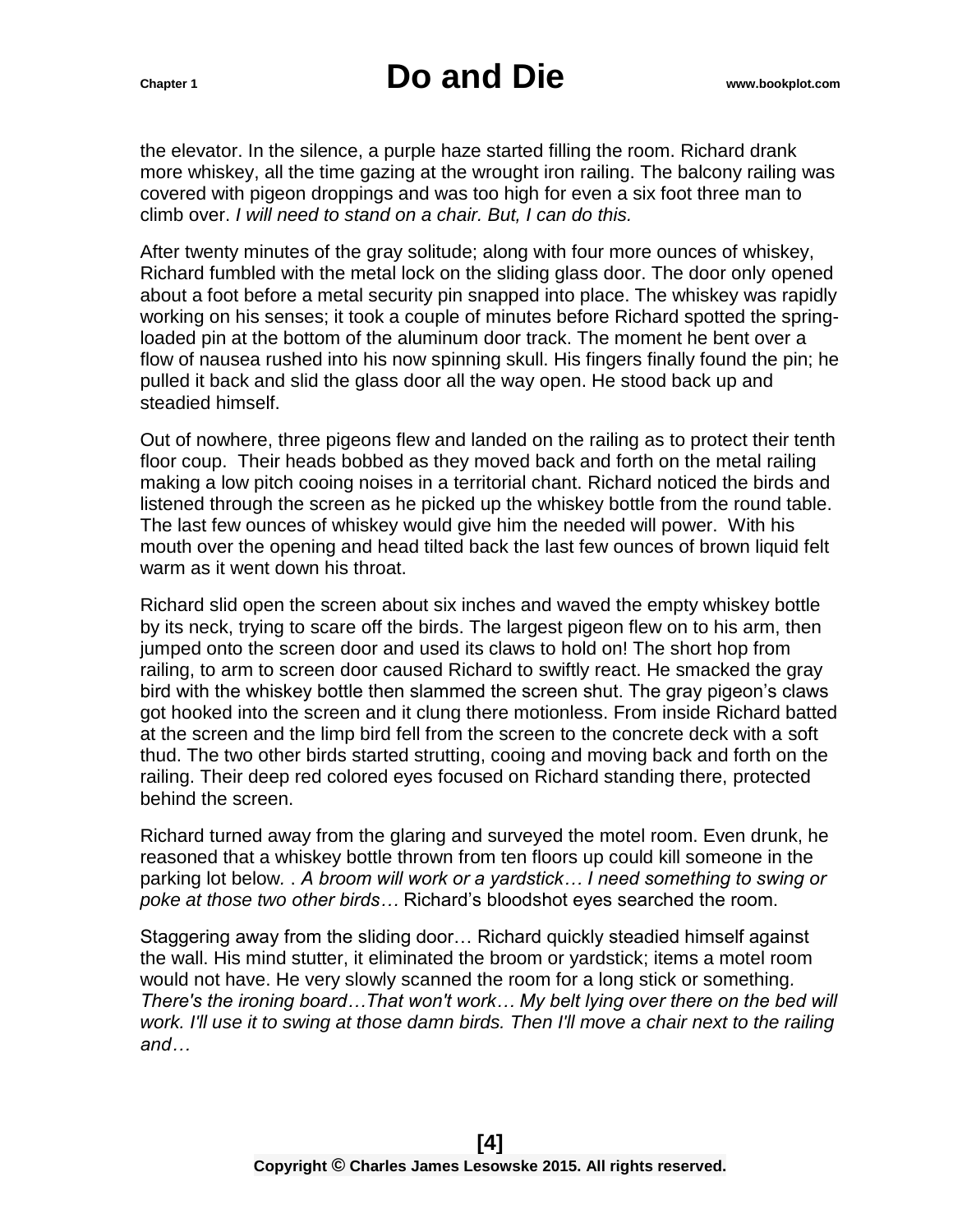the elevator. In the silence, a purple haze started filling the room. Richard drank more whiskey, all the time gazing at the wrought iron railing. The balcony railing was covered with pigeon droppings and was too high for even a six foot three man to climb over. *I will need to stand on a chair. But, I can do this.*

After twenty minutes of the gray solitude; along with four more ounces of whiskey, Richard fumbled with the metal lock on the sliding glass door. The door only opened about a foot before a metal security pin snapped into place. The whiskey was rapidly working on his senses; it took a couple of minutes before Richard spotted the spring-loaded pin at the bottom of the aluminum door track. The moment he bent over a flow of nausea rushed into his now spinning skull. His fingers finally found the pin; he pulled it back and slid the glass door all the way open. He stood back up and steadied himself.

Out of nowhere, three pigeons flew and landed on the railing as to protect their tenth floor coup. Their heads bobbed as they moved back and forth on the metal railing making a low pitch cooing noises in a territorial chant. Richard noticed the birds and listened through the screen as he picked up the whiskey bottle from the round table. The last few ounces of whiskey would give him the needed will power. With his mouth over the opening and head tilted back the last few ounces of brown liquid felt warm as it went down his throat.

Richard slid open the screen about six inches and waved the empty whiskey bottle by its neck, trying to scare off the birds. The largest pigeon flew on to his arm, then jumped onto the screen door and used its claws to hold on! The short hop from railing, to arm to screen door caused Richard to swiftly react. He smacked the gray bird with the whiskey bottle then slammed the screen shut. The gray pigeon's claws got hooked into the screen and it clung there motionless. From inside Richard batted at the screen and the limp bird fell from the screen to the concrete deck with a soft thud. The two other birds started strutting, cooing and moving back and forth on the railing. Their deep red colored eyes focused on Richard standing there, protected behind the screen.

Richard turned away from the glaring and surveyed the motel room. Even drunk, he reasoned that a whiskey bottle thrown from ten floors up could kill someone in the parking lot below. . *A broom will work or a yardstick… I need something to swing or poke at those two other birds…* Richard's bloodshot eyes searched the room.

Staggering away from the sliding door… Richard quickly steadied himself against the wall. His mind stutter, it eliminated the broom or yardstick; items a motel room would not have. He very slowly scanned the room for a long stick or something. *There's the ironing board…That won't work… My belt lying over there on the bed will work. I'll use it to swing at those damn birds. Then I'll move a chair next to the railing and…*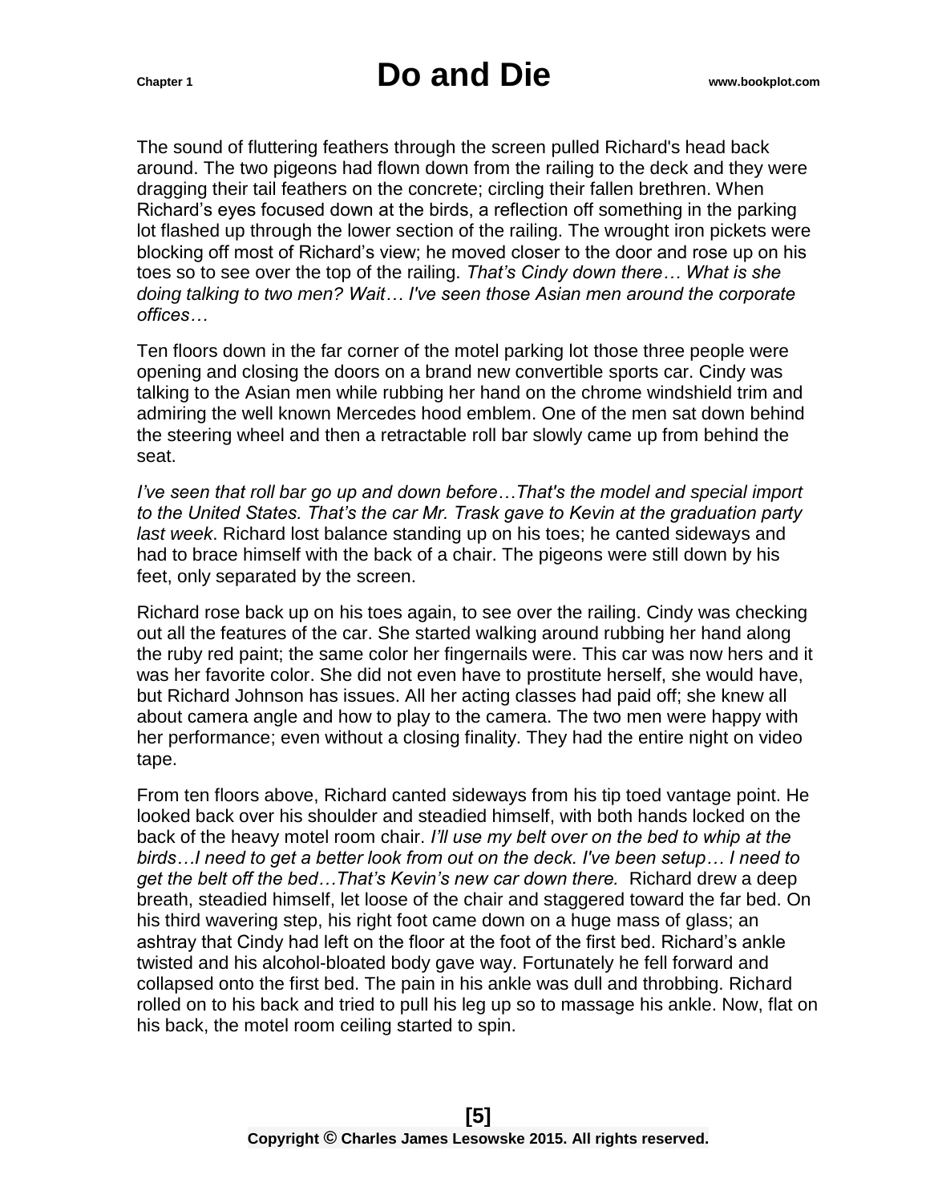The sound of fluttering feathers through the screen pulled Richard's head back around. The two pigeons had flown down from the railing to the deck and they were dragging their tail feathers on the concrete; circling their fallen brethren. When Richard's eyes focused down at the birds, a reflection off something in the parking lot flashed up through the lower section of the railing. The wrought iron pickets were blocking off most of Richard's view; he moved closer to the door and rose up on his toes so to see over the top of the railing. *That's Cindy down there… What is she doing talking to two men? Wait… I've seen those Asian men around the corporate offices…*

Ten floors down in the far corner of the motel parking lot those three people were opening and closing the doors on a brand new convertible sports car. Cindy was talking to the Asian men while rubbing her hand on the chrome windshield trim and admiring the well known Mercedes hood emblem. One of the men sat down behind the steering wheel and then a retractable roll bar slowly came up from behind the seat.

*I've seen that roll bar go up and down before…That's the model and special import to the United States. That's the car Mr. Trask gave to Kevin at the graduation party last week*. Richard lost balance standing up on his toes; he canted sideways and had to brace himself with the back of a chair. The pigeons were still down by his feet, only separated by the screen.

Richard rose back up on his toes again, to see over the railing. Cindy was checking out all the features of the car. She started walking around rubbing her hand along the ruby red paint; the same color her fingernails were. This car was now hers and it was her favorite color. She did not even have to prostitute herself, she would have, but Richard Johnson has issues. All her acting classes had paid off; she knew all about camera angle and how to play to the camera. The two men were happy with her performance; even without a closing finality. They had the entire night on video tape.

From ten floors above, Richard canted sideways from his tip toed vantage point. He looked back over his shoulder and steadied himself, with both hands locked on the back of the heavy motel room chair. *I'll use my belt over on the bed to whip at the birds…I need to get a better look from out on the deck. I've been setup… I need to get the belt off the bed…That's Kevin's new car down there.* Richard drew a deep breath, steadied himself, let loose of the chair and staggered toward the far bed. On his third wavering step, his right foot came down on a huge mass of glass; an ashtray that Cindy had left on the floor at the foot of the first bed. Richard's ankle twisted and his alcohol-bloated body gave way. Fortunately he fell forward and collapsed onto the first bed. The pain in his ankle was dull and throbbing. Richard rolled on to his back and tried to pull his leg up so to massage his ankle. Now, flat on his back, the motel room ceiling started to spin.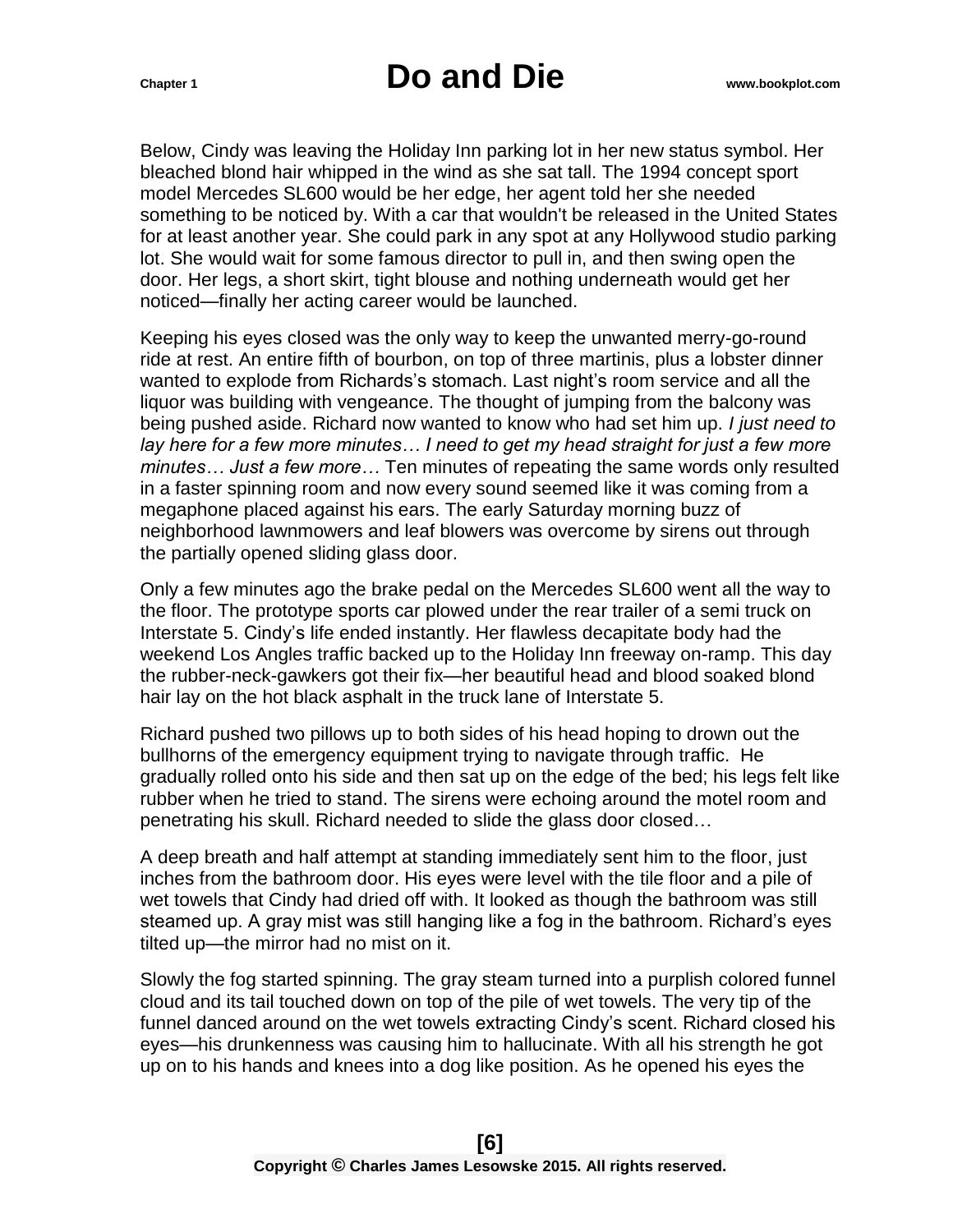Below, Cindy was leaving the Holiday Inn parking lot in her new status symbol. Her bleached blond hair whipped in the wind as she sat tall. The 1994 concept sport model Mercedes SL600 would be her edge, her agent told her she needed something to be noticed by. With a car that wouldn't be released in the United States for at least another year. She could park in any spot at any Hollywood studio parking lot. She would wait for some famous director to pull in, and then swing open the door. Her legs, a short skirt, tight blouse and nothing underneath would get her noticed—finally her acting career would be launched.

Keeping his eyes closed was the only way to keep the unwanted merry-go-round ride at rest. An entire fifth of bourbon, on top of three martinis, plus a lobster dinner wanted to explode from Richards's stomach. Last night's room service and all the liquor was building with vengeance. The thought of jumping from the balcony was being pushed aside. Richard now wanted to know who had set him up. *I just need to lay here for a few more minutes… I need to get my head straight for just a few more minutes… Just a few more…* Ten minutes of repeating the same words only resulted in a faster spinning room and now every sound seemed like it was coming from a megaphone placed against his ears. The early Saturday morning buzz of neighborhood lawnmowers and leaf blowers was overcome by sirens out through the partially opened sliding glass door.

Only a few minutes ago the brake pedal on the Mercedes SL600 went all the way to the floor. The prototype sports car plowed under the rear trailer of a semi truck on Interstate 5. Cindy's life ended instantly. Her flawless decapitate body had the weekend Los Angles traffic backed up to the Holiday Inn freeway on-ramp. This day the rubber-neck-gawkers got their fix—her beautiful head and blood soaked blond hair lay on the hot black asphalt in the truck lane of Interstate 5.

Richard pushed two pillows up to both sides of his head hoping to drown out the bullhorns of the emergency equipment trying to navigate through traffic. He gradually rolled onto his side and then sat up on the edge of the bed; his legs felt like rubber when he tried to stand. The sirens were echoing around the motel room and penetrating his skull. Richard needed to slide the glass door closed…

A deep breath and half attempt at standing immediately sent him to the floor, just inches from the bathroom door. His eyes were level with the tile floor and a pile of wet towels that Cindy had dried off with. It looked as though the bathroom was still steamed up. A gray mist was still hanging like a fog in the bathroom. Richard's eyes tilted up—the mirror had no mist on it.

Slowly the fog started spinning. The gray steam turned into a purplish colored funnel cloud and its tail touched down on top of the pile of wet towels. The very tip of the funnel danced around on the wet towels extracting Cindy's scent. Richard closed his eyes—his drunkenness was causing him to hallucinate. With all his strength he got up on to his hands and knees into a dog like position. As he opened his eyes the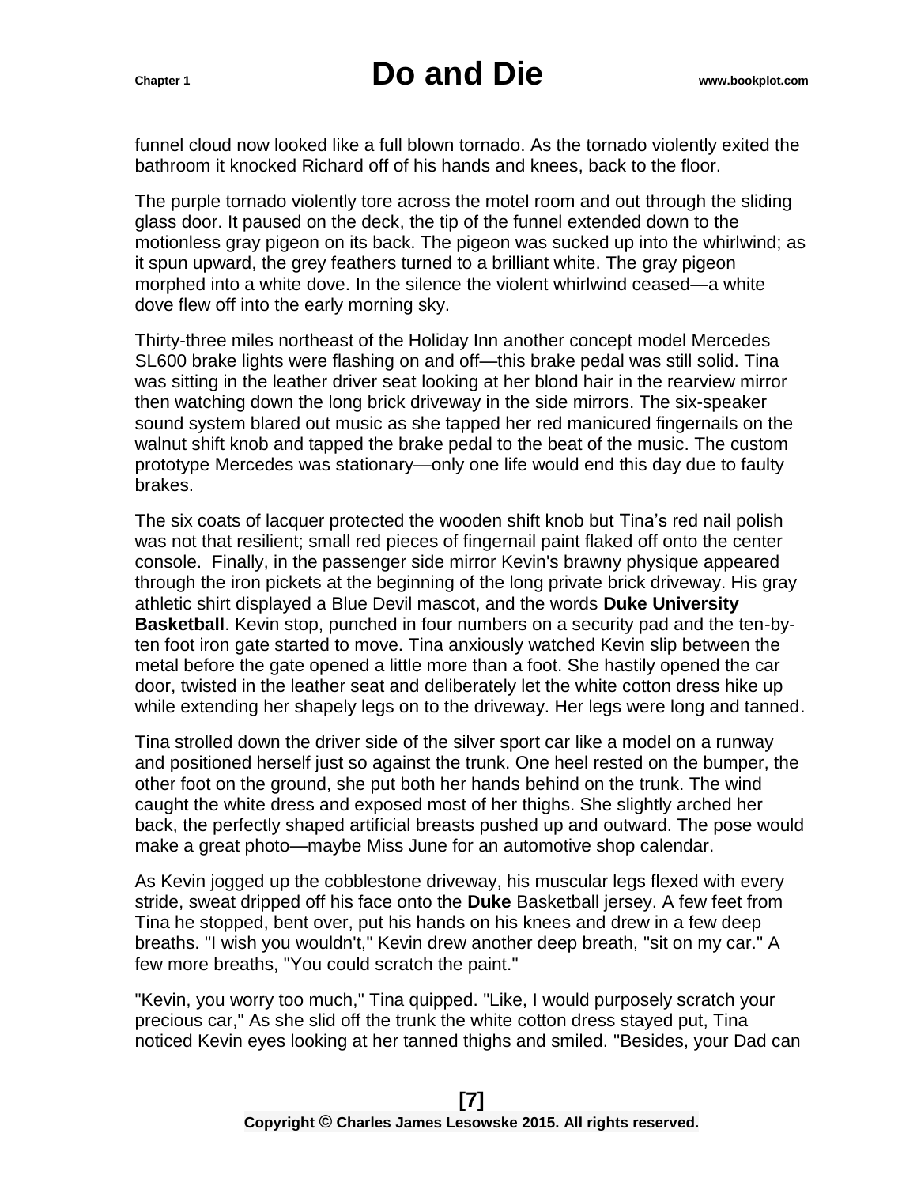funnel cloud now looked like a full blown tornado. As the tornado violently exited the bathroom it knocked Richard off of his hands and knees, back to the floor.

The purple tornado violently tore across the motel room and out through the sliding glass door. It paused on the deck, the tip of the funnel extended down to the motionless gray pigeon on its back. The pigeon was sucked up into the whirlwind; as it spun upward, the grey feathers turned to a brilliant white. The gray pigeon morphed into a white dove. In the silence the violent whirlwind ceased—a white dove flew off into the early morning sky.

Thirty-three miles northeast of the Holiday Inn another concept model Mercedes SL600 brake lights were flashing on and off—this brake pedal was still solid. Tina was sitting in the leather driver seat looking at her blond hair in the rearview mirror then watching down the long brick driveway in the side mirrors. The six-speaker sound system blared out music as she tapped her red manicured fingernails on the walnut shift knob and tapped the brake pedal to the beat of the music. The custom prototype Mercedes was stationary—only one life would end this day due to faulty brakes.

The six coats of lacquer protected the wooden shift knob but Tina's red nail polish was not that resilient; small red pieces of fingernail paint flaked off onto the center console. Finally, in the passenger side mirror Kevin's brawny physique appeared through the iron pickets at the beginning of the long private brick driveway. His gray athletic shirt displayed a Blue Devil mascot, and the words **Duke University Basketball**. Kevin stop, punched in four numbers on a security pad and the ten-by-ten foot iron gate started to move. Tina anxiously watched Kevin slip between the metal before the gate opened a little more than a foot. She hastily opened the car door, twisted in the leather seat and deliberately let the white cotton dress hike up while extending her shapely legs on to the driveway. Her legs were long and tanned.

Tina strolled down the driver side of the silver sport car like a model on a runway and positioned herself just so against the trunk. One heel rested on the bumper, the other foot on the ground, she put both her hands behind on the trunk. The wind caught the white dress and exposed most of her thighs. She slightly arched her back, the perfectly shaped artificial breasts pushed up and outward. The pose would make a great photo—maybe Miss June for an automotive shop calendar.

As Kevin jogged up the cobblestone driveway, his muscular legs flexed with every stride, sweat dripped off his face onto the **Duke** Basketball jersey. A few feet from Tina he stopped, bent over, put his hands on his knees and drew in a few deep breaths. "I wish you wouldn't," Kevin drew another deep breath, "sit on my car." A few more breaths, "You could scratch the paint."

"Kevin, you worry too much," Tina quipped. "Like, I would purposely scratch your precious car," As she slid off the trunk the white cotton dress stayed put, Tina noticed Kevin eyes looking at her tanned thighs and smiled. "Besides, your Dad can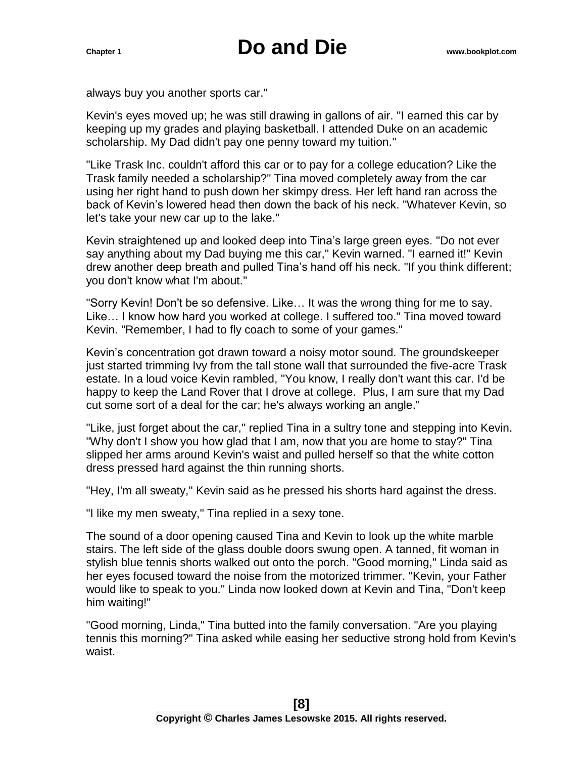always buy you another sports car."

Kevin's eyes moved up; he was still drawing in gallons of air. "I earned this car by keeping up my grades and playing basketball. I attended Duke on an academic scholarship. My Dad didn't pay one penny toward my tuition."

"Like Trask Inc. couldn't afford this car or to pay for a college education? Like the Trask family needed a scholarship?" Tina moved completely away from the car using her right hand to push down her skimpy dress. Her left hand ran across the back of Kevin's lowered head then down the back of his neck. "Whatever Kevin, so let's take your new car up to the lake."

Kevin straightened up and looked deep into Tina's large green eyes. "Do not ever say anything about my Dad buying me this car," Kevin warned. "I earned it!" Kevin drew another deep breath and pulled Tina's hand off his neck. "If you think different; you don't know what I'm about."

"Sorry Kevin! Don't be so defensive. Like… It was the wrong thing for me to say. Like… I know how hard you worked at college. I suffered too." Tina moved toward Kevin. "Remember, I had to fly coach to some of your games."

Kevin's concentration got drawn toward a noisy motor sound. The groundskeeper just started trimming Ivy from the tall stone wall that surrounded the five-acre Trask estate. In a loud voice Kevin rambled, "You know, I really don't want this car. I'd be happy to keep the Land Rover that I drove at college. Plus, I am sure that my Dad cut some sort of a deal for the car; he's always working an angle."

"Like, just forget about the car," replied Tina in a sultry tone and stepping into Kevin. "Why don't I show you how glad that I am, now that you are home to stay?" Tina slipped her arms around Kevin's waist and pulled herself so that the white cotton dress pressed hard against the thin running shorts.

"Hey, I'm all sweaty," Kevin said as he pressed his shorts hard against the dress.

"I like my men sweaty," Tina replied in a sexy tone.

The sound of a door opening caused Tina and Kevin to look up the white marble stairs. The left side of the glass double doors swung open. A tanned, fit woman in stylish blue tennis shorts walked out onto the porch. "Good morning," Linda said as her eyes focused toward the noise from the motorized trimmer. "Kevin, your Father would like to speak to you." Linda now looked down at Kevin and Tina, "Don't keep him waiting!"

"Good morning, Linda," Tina butted into the family conversation. "Are you playing tennis this morning?" Tina asked while easing her seductive strong hold from Kevin's waist.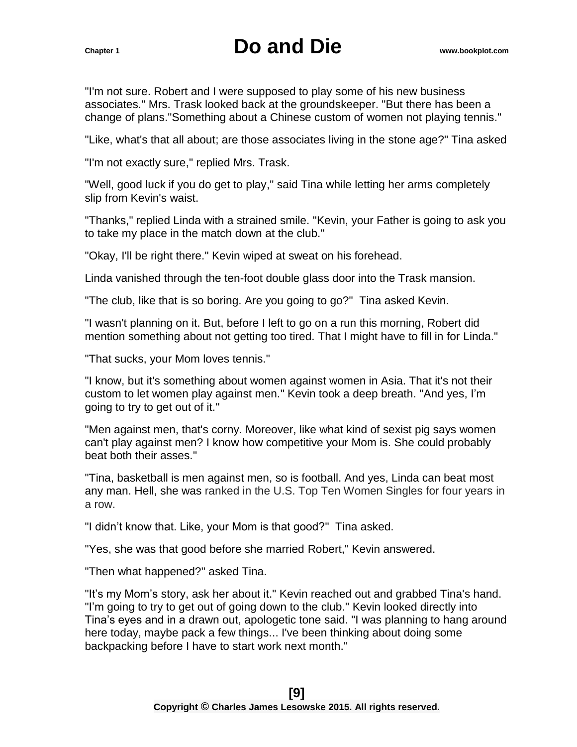"I'm not sure. Robert and I were supposed to play some of his new business associates." Mrs. Trask looked back at the groundskeeper. "But there has been a change of plans."Something about a Chinese custom of women not playing tennis."

"Like, what's that all about; are those associates living in the stone age?" Tina asked

"I'm not exactly sure," replied Mrs. Trask.

"Well, good luck if you do get to play," said Tina while letting her arms completely slip from Kevin's waist.

"Thanks," replied Linda with a strained smile. "Kevin, your Father is going to ask you to take my place in the match down at the club."

"Okay, I'll be right there." Kevin wiped at sweat on his forehead.

Linda vanished through the ten-foot double glass door into the Trask mansion.

"The club, like that is so boring. Are you going to go?" Tina asked Kevin.

"I wasn't planning on it. But, before I left to go on a run this morning, Robert did mention something about not getting too tired. That I might have to fill in for Linda."

"That sucks, your Mom loves tennis."

"I know, but it's something about women against women in Asia. That it's not their custom to let women play against men." Kevin took a deep breath. "And yes, I'm going to try to get out of it."

"Men against men, that's corny. Moreover, like what kind of sexist pig says women can't play against men? I know how competitive your Mom is. She could probably beat both their asses."

"Tina, basketball is men against men, so is football. And yes, Linda can beat most any man. Hell, she was ranked in the U.S. Top Ten Women Singles for four years in a row.

"I didn't know that. Like, your Mom is that good?" Tina asked.

"Yes, she was that good before she married Robert," Kevin answered.

"Then what happened?" asked Tina.

"It's my Mom's story, ask her about it." Kevin reached out and grabbed Tina's hand. "I'm going to try to get out of going down to the club." Kevin looked directly into Tina's eyes and in a drawn out, apologetic tone said. "I was planning to hang around here today, maybe pack a few things... I've been thinking about doing some backpacking before I have to start work next month."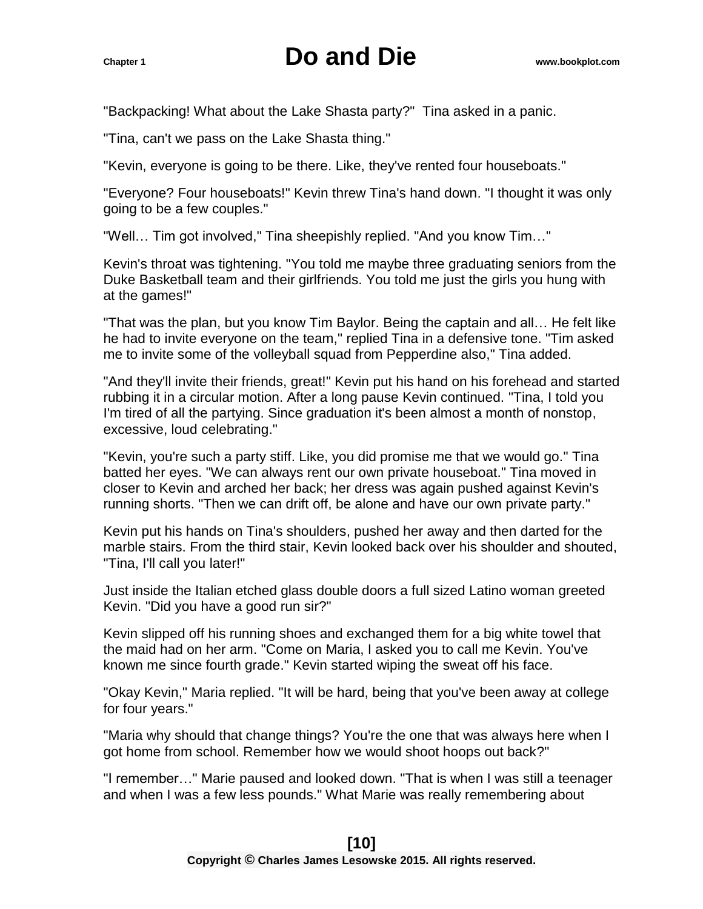"Backpacking! What about the Lake Shasta party?" Tina asked in a panic.

"Tina, can't we pass on the Lake Shasta thing."

"Kevin, everyone is going to be there. Like, they've rented four houseboats."

"Everyone? Four houseboats!" Kevin threw Tina's hand down. "I thought it was only going to be a few couples."

"Well… Tim got involved," Tina sheepishly replied. "And you know Tim…"

Kevin's throat was tightening. "You told me maybe three graduating seniors from the Duke Basketball team and their girlfriends. You told me just the girls you hung with at the games!"

"That was the plan, but you know Tim Baylor. Being the captain and all… He felt like he had to invite everyone on the team," replied Tina in a defensive tone. "Tim asked me to invite some of the volleyball squad from Pepperdine also," Tina added.

"And they'll invite their friends, great!" Kevin put his hand on his forehead and started rubbing it in a circular motion. After a long pause Kevin continued. "Tina, I told you I'm tired of all the partying. Since graduation it's been almost a month of nonstop, excessive, loud celebrating."

"Kevin, you're such a party stiff. Like, you did promise me that we would go." Tina batted her eyes. "We can always rent our own private houseboat." Tina moved in closer to Kevin and arched her back; her dress was again pushed against Kevin's running shorts. "Then we can drift off, be alone and have our own private party."

Kevin put his hands on Tina's shoulders, pushed her away and then darted for the marble stairs. From the third stair, Kevin looked back over his shoulder and shouted, "Tina, I'll call you later!"

Just inside the Italian etched glass double doors a full sized Latino woman greeted Kevin. "Did you have a good run sir?"

Kevin slipped off his running shoes and exchanged them for a big white towel that the maid had on her arm. "Come on Maria, I asked you to call me Kevin. You've known me since fourth grade." Kevin started wiping the sweat off his face.

"Okay Kevin," Maria replied. "It will be hard, being that you've been away at college for four years."

"Maria why should that change things? You're the one that was always here when I got home from school. Remember how we would shoot hoops out back?"

"I remember…" Marie paused and looked down. "That is when I was still a teenager and when I was a few less pounds." What Marie was really remembering about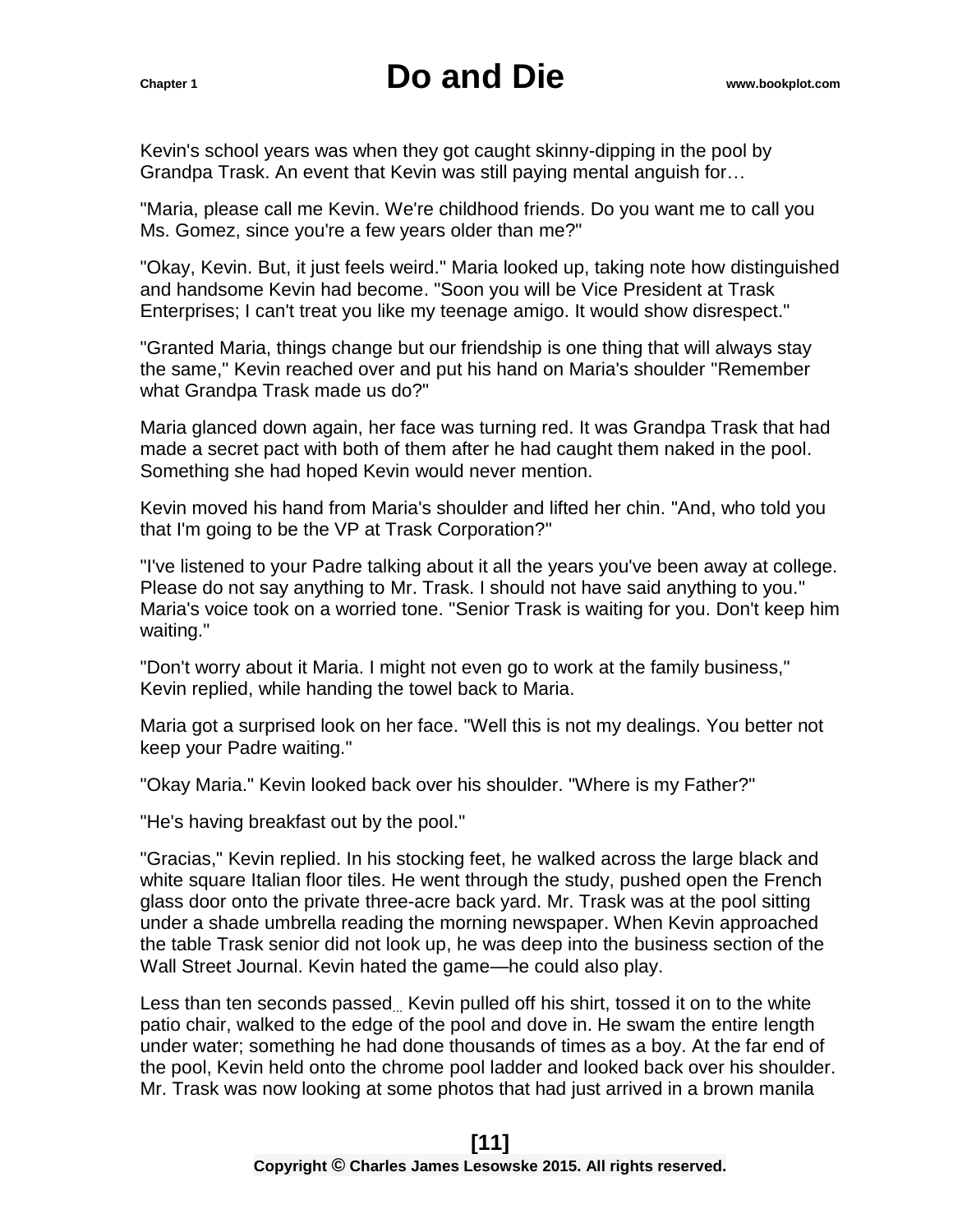Kevin's school years was when they got caught skinny-dipping in the pool by Grandpa Trask. An event that Kevin was still paying mental anguish for…

"Maria, please call me Kevin. We're childhood friends. Do you want me to call you Ms. Gomez, since you're a few years older than me?"

"Okay, Kevin. But, it just feels weird." Maria looked up, taking note how distinguished and handsome Kevin had become. "Soon you will be Vice President at Trask Enterprises; I can't treat you like my teenage amigo. It would show disrespect."

"Granted Maria, things change but our friendship is one thing that will always stay the same," Kevin reached over and put his hand on Maria's shoulder "Remember what Grandpa Trask made us do?"

Maria glanced down again, her face was turning red. It was Grandpa Trask that had made a secret pact with both of them after he had caught them naked in the pool. Something she had hoped Kevin would never mention.

Kevin moved his hand from Maria's shoulder and lifted her chin. "And, who told you that I'm going to be the VP at Trask Corporation?"

"I've listened to your Padre talking about it all the years you've been away at college. Please do not say anything to Mr. Trask. I should not have said anything to you." Maria's voice took on a worried tone. "Senior Trask is waiting for you. Don't keep him waiting."

"Don't worry about it Maria. I might not even go to work at the family business," Kevin replied, while handing the towel back to Maria.

Maria got a surprised look on her face. "Well this is not my dealings. You better not keep your Padre waiting."

"Okay Maria." Kevin looked back over his shoulder. "Where is my Father?"

"He's having breakfast out by the pool."

"Gracias," Kevin replied. In his stocking feet, he walked across the large black and white square Italian floor tiles. He went through the study, pushed open the French glass door onto the private three-acre back yard. Mr. Trask was at the pool sitting under a shade umbrella reading the morning newspaper. When Kevin approached the table Trask senior did not look up, he was deep into the business section of the Wall Street Journal. Kevin hated the game—he could also play.

Less than ten seconds passed… Kevin pulled off his shirt, tossed it on to the white patio chair, walked to the edge of the pool and dove in. He swam the entire length under water; something he had done thousands of times as a boy. At the far end of the pool, Kevin held onto the chrome pool ladder and looked back over his shoulder. Mr. Trask was now looking at some photos that had just arrived in a brown manila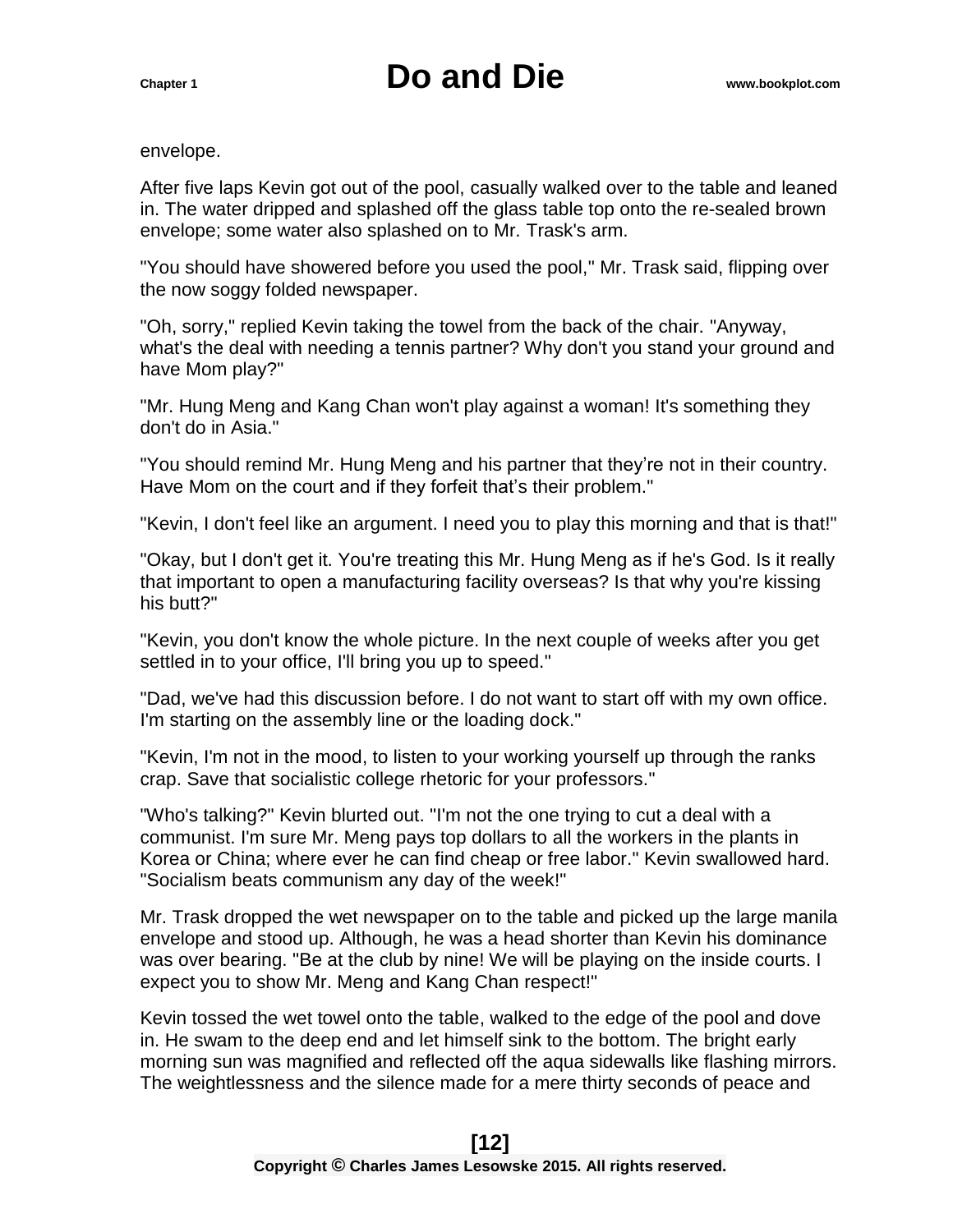envelope.

After five laps Kevin got out of the pool, casually walked over to the table and leaned in. The water dripped and splashed off the glass table top onto the re-sealed brown envelope; some water also splashed on to Mr. Trask's arm.

"You should have showered before you used the pool," Mr. Trask said, flipping over the now soggy folded newspaper.

"Oh, sorry," replied Kevin taking the towel from the back of the chair. "Anyway, what's the deal with needing a tennis partner? Why don't you stand your ground and have Mom play?"

"Mr. Hung Meng and Kang Chan won't play against a woman! It's something they don't do in Asia."

"You should remind Mr. Hung Meng and his partner that they’re not in their country. Have Mom on the court and if they forfeit that’s their problem."

"Kevin, I don't feel like an argument. I need you to play this morning and that is that!"

"Okay, but I don't get it. You're treating this Mr. Hung Meng as if he's God. Is it really that important to open a manufacturing facility overseas? Is that why you're kissing his butt?"

"Kevin, you don't know the whole picture. In the next couple of weeks after you get settled in to your office, I'll bring you up to speed."

"Dad, we've had this discussion before. I do not want to start off with my own office. I'm starting on the assembly line or the loading dock."

"Kevin, I'm not in the mood, to listen to your working yourself up through the ranks crap. Save that socialistic college rhetoric for your professors."

"Who's talking?" Kevin blurted out. "I'm not the one trying to cut a deal with a communist. I'm sure Mr. Meng pays top dollars to all the workers in the plants in Korea or China; where ever he can find cheap or free labor." Kevin swallowed hard. "Socialism beats communism any day of the week!"

Mr. Trask dropped the wet newspaper on to the table and picked up the large manila envelope and stood up. Although, he was a head shorter than Kevin his dominance was over bearing. "Be at the club by nine! We will be playing on the inside courts. I expect you to show Mr. Meng and Kang Chan respect!"

Kevin tossed the wet towel onto the table, walked to the edge of the pool and dove in. He swam to the deep end and let himself sink to the bottom. The bright early morning sun was magnified and reflected off the aqua sidewalls like flashing mirrors. The weightlessness and the silence made for a mere thirty seconds of peace and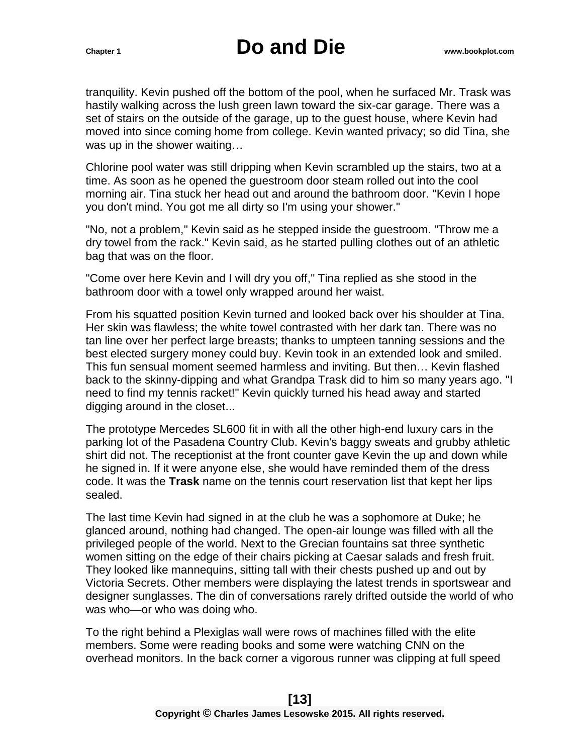tranquility. Kevin pushed off the bottom of the pool, when he surfaced Mr. Trask was hastily walking across the lush green lawn toward the six-car garage. There was a set of stairs on the outside of the garage, up to the guest house, where Kevin had moved into since coming home from college. Kevin wanted privacy; so did Tina, she was up in the shower waiting…

Chlorine pool water was still dripping when Kevin scrambled up the stairs, two at a time. As soon as he opened the guestroom door steam rolled out into the cool morning air. Tina stuck her head out and around the bathroom door. "Kevin I hope you don't mind. You got me all dirty so I'm using your shower."

"No, not a problem," Kevin said as he stepped inside the guestroom. "Throw me a dry towel from the rack." Kevin said, as he started pulling clothes out of an athletic bag that was on the floor.

"Come over here Kevin and I will dry you off," Tina replied as she stood in the bathroom door with a towel only wrapped around her waist.

From his squatted position Kevin turned and looked back over his shoulder at Tina. Her skin was flawless; the white towel contrasted with her dark tan. There was no tan line over her perfect large breasts; thanks to umpteen tanning sessions and the best elected surgery money could buy. Kevin took in an extended look and smiled. This fun sensual moment seemed harmless and inviting. But then… Kevin flashed back to the skinny-dipping and what Grandpa Trask did to him so many years ago. "I need to find my tennis racket!" Kevin quickly turned his head away and started digging around in the closet...

The prototype Mercedes SL600 fit in with all the other high-end luxury cars in the parking lot of the Pasadena Country Club. Kevin's baggy sweats and grubby athletic shirt did not. The receptionist at the front counter gave Kevin the up and down while he signed in. If it were anyone else, she would have reminded them of the dress code. It was the **Trask** name on the tennis court reservation list that kept her lips sealed.

The last time Kevin had signed in at the club he was a sophomore at Duke; he glanced around, nothing had changed. The open-air lounge was filled with all the privileged people of the world. Next to the Grecian fountains sat three synthetic women sitting on the edge of their chairs picking at Caesar salads and fresh fruit. They looked like mannequins, sitting tall with their chests pushed up and out by Victoria Secrets. Other members were displaying the latest trends in sportswear and designer sunglasses. The din of conversations rarely drifted outside the world of who was who—or who was doing who.

To the right behind a Plexiglas wall were rows of machines filled with the elite members. Some were reading books and some were watching CNN on the overhead monitors. In the back corner a vigorous runner was clipping at full speed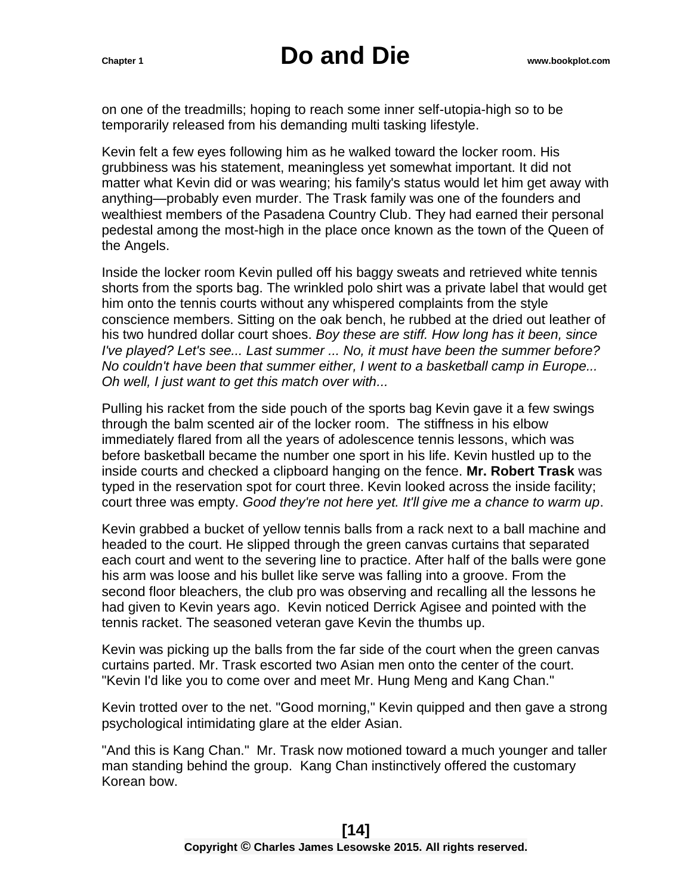on one of the treadmills; hoping to reach some inner self-utopia-high so to be temporarily released from his demanding multi tasking lifestyle.

Kevin felt a few eyes following him as he walked toward the locker room. His grubbiness was his statement, meaningless yet somewhat important. It did not matter what Kevin did or was wearing; his family's status would let him get away with anything—probably even murder. The Trask family was one of the founders and wealthiest members of the Pasadena Country Club. They had earned their personal pedestal among the most-high in the place once known as the town of the Queen of the Angels.

Inside the locker room Kevin pulled off his baggy sweats and retrieved white tennis shorts from the sports bag. The wrinkled polo shirt was a private label that would get him onto the tennis courts without any whispered complaints from the style conscience members. Sitting on the oak bench, he rubbed at the dried out leather of his two hundred dollar court shoes. *Boy these are stiff. How long has it been, since I've played? Let's see... Last summer ... No, it must have been the summer before? No couldn't have been that summer either, I went to a basketball camp in Europe... Oh well, I just want to get this match over with...*

Pulling his racket from the side pouch of the sports bag Kevin gave it a few swings through the balm scented air of the locker room. The stiffness in his elbow immediately flared from all the years of adolescence tennis lessons, which was before basketball became the number one sport in his life. Kevin hustled up to the inside courts and checked a clipboard hanging on the fence. **Mr. Robert Trask** was typed in the reservation spot for court three. Kevin looked across the inside facility; court three was empty. *Good they're not here yet. It'll give me a chance to warm up*.

Kevin grabbed a bucket of yellow tennis balls from a rack next to a ball machine and headed to the court. He slipped through the green canvas curtains that separated each court and went to the severing line to practice. After half of the balls were gone his arm was loose and his bullet like serve was falling into a groove. From the second floor bleachers, the club pro was observing and recalling all the lessons he had given to Kevin years ago. Kevin noticed Derrick Agisee and pointed with the tennis racket. The seasoned veteran gave Kevin the thumbs up.

Kevin was picking up the balls from the far side of the court when the green canvas curtains parted. Mr. Trask escorted two Asian men onto the center of the court. "Kevin I'd like you to come over and meet Mr. Hung Meng and Kang Chan."

Kevin trotted over to the net. "Good morning," Kevin quipped and then gave a strong psychological intimidating glare at the elder Asian.

"And this is Kang Chan." Mr. Trask now motioned toward a much younger and taller man standing behind the group. Kang Chan instinctively offered the customary Korean bow.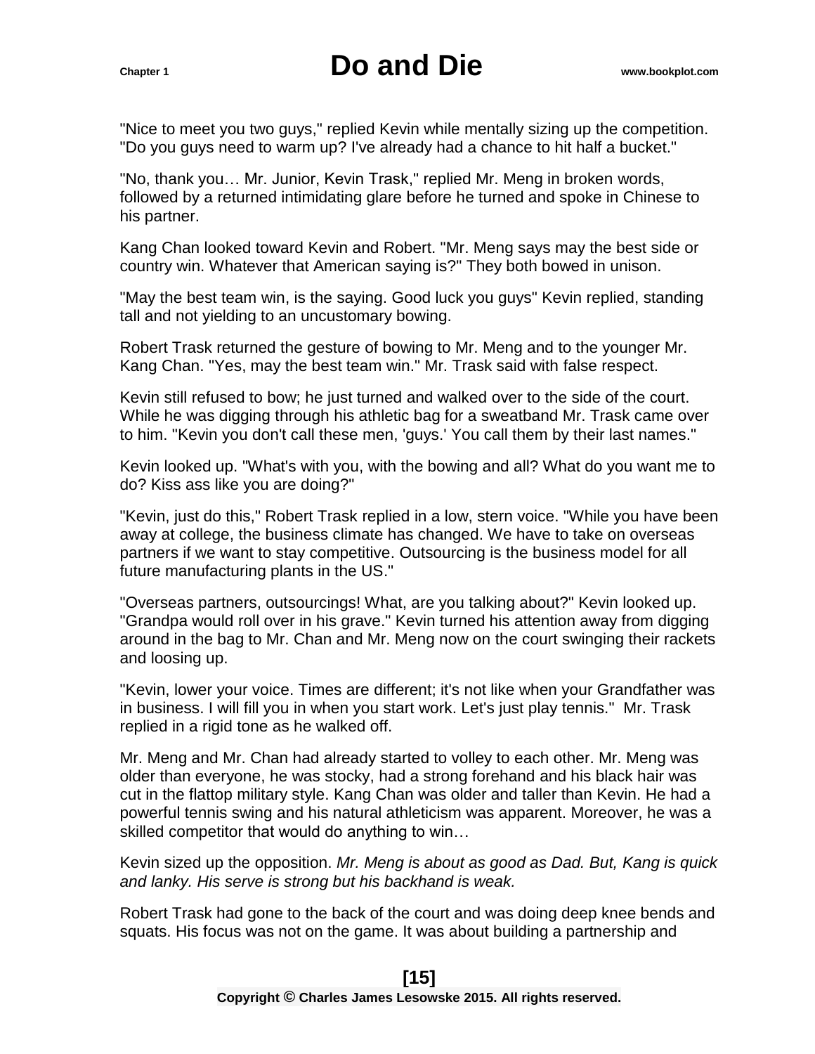"Nice to meet you two guys," replied Kevin while mentally sizing up the competition. "Do you guys need to warm up? I've already had a chance to hit half a bucket."

"No, thank you… Mr. Junior, Kevin Trask," replied Mr. Meng in broken words, followed by a returned intimidating glare before he turned and spoke in Chinese to his partner.

Kang Chan looked toward Kevin and Robert. "Mr. Meng says may the best side or country win. Whatever that American saying is?" They both bowed in unison.

"May the best team win, is the saying. Good luck you guys" Kevin replied, standing tall and not yielding to an uncustomary bowing.

Robert Trask returned the gesture of bowing to Mr. Meng and to the younger Mr. Kang Chan. "Yes, may the best team win." Mr. Trask said with false respect.

Kevin still refused to bow; he just turned and walked over to the side of the court. While he was digging through his athletic bag for a sweatband Mr. Trask came over to him. "Kevin you don't call these men, 'guys.' You call them by their last names."

Kevin looked up. "What's with you, with the bowing and all? What do you want me to do? Kiss ass like you are doing?"

"Kevin, just do this," Robert Trask replied in a low, stern voice. "While you have been away at college, the business climate has changed. We have to take on overseas partners if we want to stay competitive. Outsourcing is the business model for all future manufacturing plants in the US."

"Overseas partners, outsourcings! What, are you talking about?" Kevin looked up. "Grandpa would roll over in his grave." Kevin turned his attention away from digging around in the bag to Mr. Chan and Mr. Meng now on the court swinging their rackets and loosing up.

"Kevin, lower your voice. Times are different; it's not like when your Grandfather was in business. I will fill you in when you start work. Let's just play tennis." Mr. Trask replied in a rigid tone as he walked off.

Mr. Meng and Mr. Chan had already started to volley to each other. Mr. Meng was older than everyone, he was stocky, had a strong forehand and his black hair was cut in the flattop military style. Kang Chan was older and taller than Kevin. He had a powerful tennis swing and his natural athleticism was apparent. Moreover, he was a skilled competitor that would do anything to win…

Kevin sized up the opposition. *Mr. Meng is about as good as Dad. But, Kang is quick and lanky. His serve is strong but his backhand is weak.*

Robert Trask had gone to the back of the court and was doing deep knee bends and squats. His focus was not on the game. It was about building a partnership and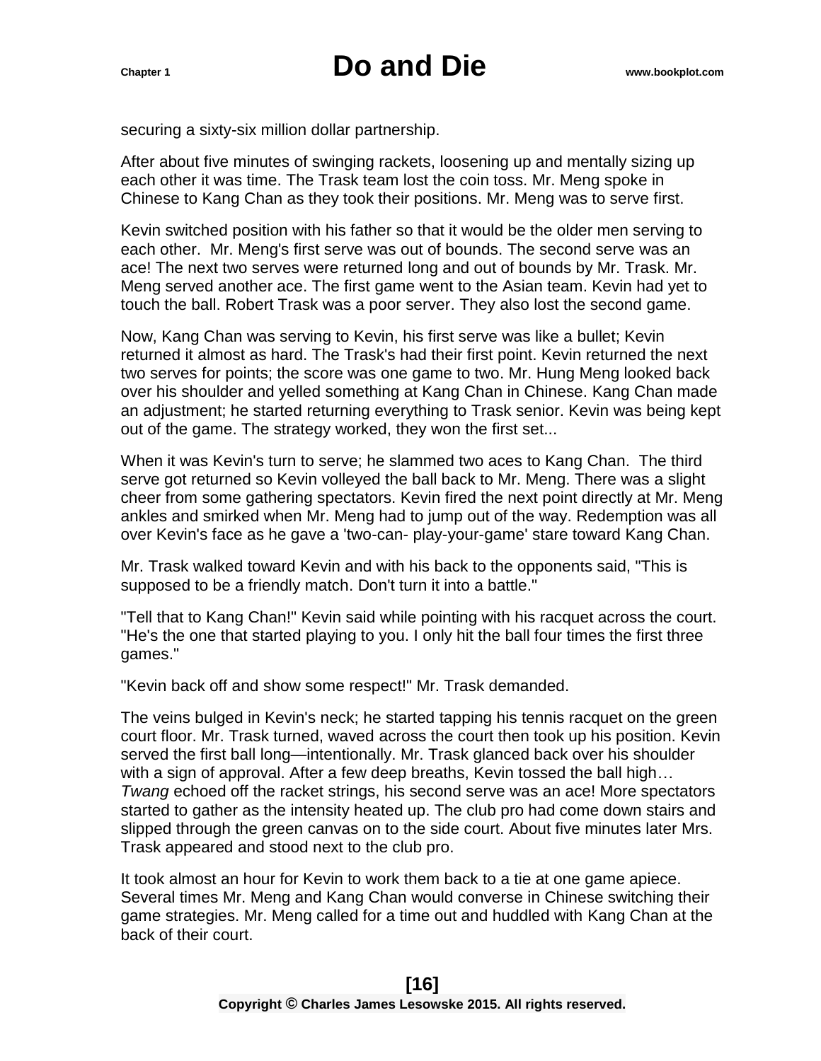securing a sixty-six million dollar partnership.

After about five minutes of swinging rackets, loosening up and mentally sizing up each other it was time. The Trask team lost the coin toss. Mr. Meng spoke in Chinese to Kang Chan as they took their positions. Mr. Meng was to serve first.

Kevin switched position with his father so that it would be the older men serving to each other. Mr. Meng's first serve was out of bounds. The second serve was an ace! The next two serves were returned long and out of bounds by Mr. Trask. Mr. Meng served another ace. The first game went to the Asian team. Kevin had yet to touch the ball. Robert Trask was a poor server. They also lost the second game.

Now, Kang Chan was serving to Kevin, his first serve was like a bullet; Kevin returned it almost as hard. The Trask's had their first point. Kevin returned the next two serves for points; the score was one game to two. Mr. Hung Meng looked back over his shoulder and yelled something at Kang Chan in Chinese. Kang Chan made an adjustment; he started returning everything to Trask senior. Kevin was being kept out of the game. The strategy worked, they won the first set...

When it was Kevin's turn to serve; he slammed two aces to Kang Chan. The third serve got returned so Kevin volleyed the ball back to Mr. Meng. There was a slight cheer from some gathering spectators. Kevin fired the next point directly at Mr. Meng ankles and smirked when Mr. Meng had to jump out of the way. Redemption was all over Kevin's face as he gave a 'two-can- play-your-game' stare toward Kang Chan.

Mr. Trask walked toward Kevin and with his back to the opponents said, "This is supposed to be a friendly match. Don't turn it into a battle."

"Tell that to Kang Chan!" Kevin said while pointing with his racquet across the court. "He's the one that started playing to you. I only hit the ball four times the first three games."

"Kevin back off and show some respect!" Mr. Trask demanded.

The veins bulged in Kevin's neck; he started tapping his tennis racquet on the green court floor. Mr. Trask turned, waved across the court then took up his position. Kevin served the first ball long—intentionally. Mr. Trask glanced back over his shoulder with a sign of approval. After a few deep breaths, Kevin tossed the ball high… *Twang* echoed off the racket strings, his second serve was an ace! More spectators started to gather as the intensity heated up. The club pro had come down stairs and slipped through the green canvas on to the side court. About five minutes later Mrs. Trask appeared and stood next to the club pro.

It took almost an hour for Kevin to work them back to a tie at one game apiece. Several times Mr. Meng and Kang Chan would converse in Chinese switching their game strategies. Mr. Meng called for a time out and huddled with Kang Chan at the back of their court.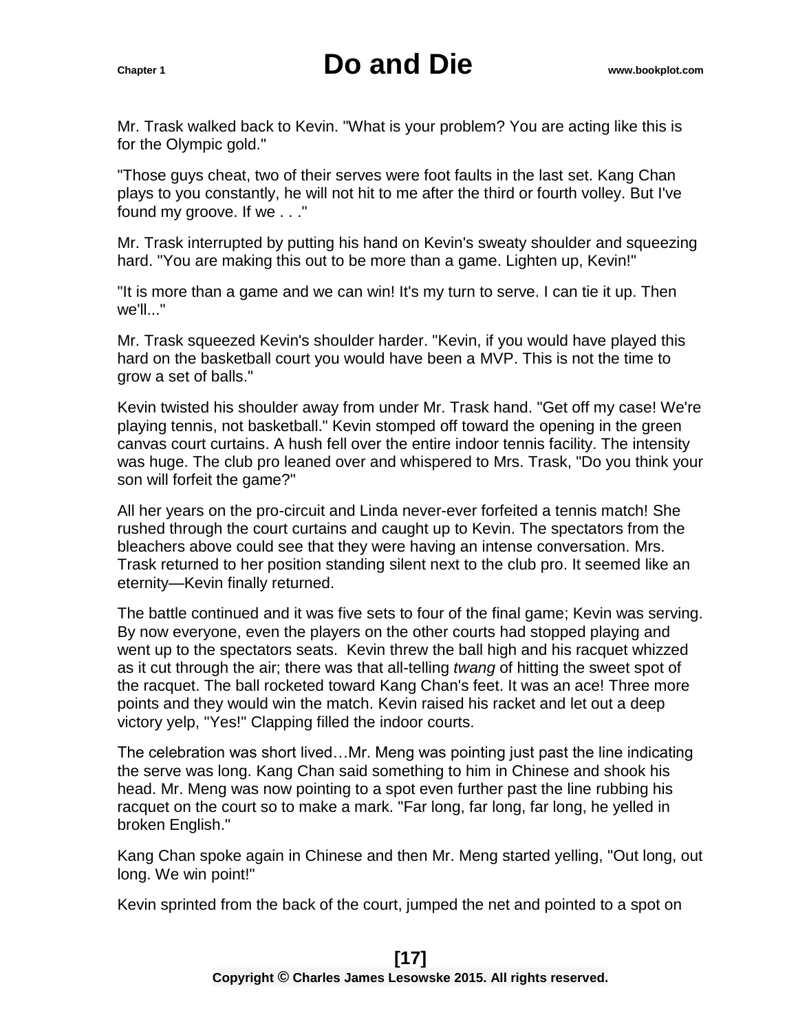Mr. Trask walked back to Kevin. "What is your problem? You are acting like this is for the Olympic gold."

"Those guys cheat, two of their serves were foot faults in the last set. Kang Chan plays to you constantly, he will not hit to me after the third or fourth volley. But I've found my groove. If we . . ."

Mr. Trask interrupted by putting his hand on Kevin's sweaty shoulder and squeezing hard. "You are making this out to be more than a game. Lighten up, Kevin!"

"It is more than a game and we can win! It's my turn to serve. I can tie it up. Then we'll..."

Mr. Trask squeezed Kevin's shoulder harder. "Kevin, if you would have played this hard on the basketball court you would have been a MVP. This is not the time to grow a set of balls."

Kevin twisted his shoulder away from under Mr. Trask hand. "Get off my case! We're playing tennis, not basketball." Kevin stomped off toward the opening in the green canvas court curtains. A hush fell over the entire indoor tennis facility. The intensity was huge. The club pro leaned over and whispered to Mrs. Trask, "Do you think your son will forfeit the game?"

All her years on the pro-circuit and Linda never-ever forfeited a tennis match! She rushed through the court curtains and caught up to Kevin. The spectators from the bleachers above could see that they were having an intense conversation. Mrs. Trask returned to her position standing silent next to the club pro. It seemed like an eternity—Kevin finally returned.

The battle continued and it was five sets to four of the final game; Kevin was serving. By now everyone, even the players on the other courts had stopped playing and went up to the spectators seats. Kevin threw the ball high and his racquet whizzed as it cut through the air; there was that all-telling *twang* of hitting the sweet spot of the racquet. The ball rocketed toward Kang Chan's feet. It was an ace! Three more points and they would win the match. Kevin raised his racket and let out a deep victory yelp, "Yes!" Clapping filled the indoor courts.

The celebration was short lived…Mr. Meng was pointing just past the line indicating the serve was long. Kang Chan said something to him in Chinese and shook his head. Mr. Meng was now pointing to a spot even further past the line rubbing his racquet on the court so to make a mark. "Far long, far long, far long, he yelled in broken English."

Kang Chan spoke again in Chinese and then Mr. Meng started yelling, "Out long, out long. We win point!"

Kevin sprinted from the back of the court, jumped the net and pointed to a spot on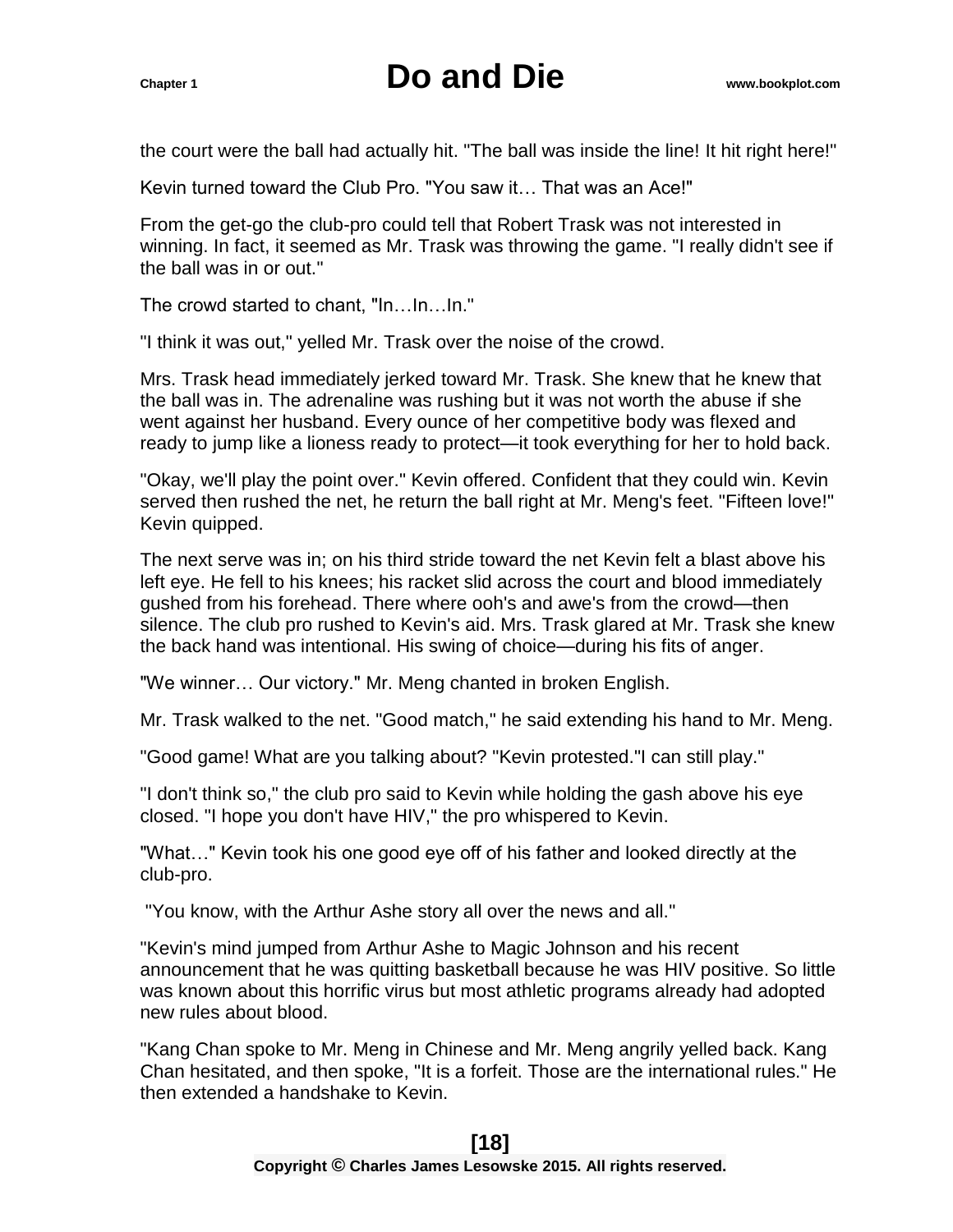the court were the ball had actually hit. "The ball was inside the line! It hit right here!"

Kevin turned toward the Club Pro. "You saw it… That was an Ace!"

From the get-go the club-pro could tell that Robert Trask was not interested in winning. In fact, it seemed as Mr. Trask was throwing the game. "I really didn't see if the ball was in or out."

The crowd started to chant, "In…In…In."

"I think it was out," yelled Mr. Trask over the noise of the crowd.

Mrs. Trask head immediately jerked toward Mr. Trask. She knew that he knew that the ball was in. The adrenaline was rushing but it was not worth the abuse if she went against her husband. Every ounce of her competitive body was flexed and ready to jump like a lioness ready to protect—it took everything for her to hold back.

"Okay, we'll play the point over." Kevin offered. Confident that they could win. Kevin served then rushed the net, he return the ball right at Mr. Meng's feet. "Fifteen love!" Kevin quipped.

The next serve was in; on his third stride toward the net Kevin felt a blast above his left eye. He fell to his knees; his racket slid across the court and blood immediately gushed from his forehead. There where ooh's and awe's from the crowd—then silence. The club pro rushed to Kevin's aid. Mrs. Trask glared at Mr. Trask she knew the back hand was intentional. His swing of choice—during his fits of anger.

"We winner… Our victory." Mr. Meng chanted in broken English.

Mr. Trask walked to the net. "Good match," he said extending his hand to Mr. Meng.

"Good game! What are you talking about? "Kevin protested."I can still play."

"I don't think so," the club pro said to Kevin while holding the gash above his eye closed. "I hope you don't have HIV," the pro whispered to Kevin.

"What…" Kevin took his one good eye off of his father and looked directly at the club-pro.

"You know, with the Arthur Ashe story all over the news and all."

"Kevin's mind jumped from Arthur Ashe to Magic Johnson and his recent announcement that he was quitting basketball because he was HIV positive. So little was known about this horrific virus but most athletic programs already had adopted new rules about blood.

"Kang Chan spoke to Mr. Meng in Chinese and Mr. Meng angrily yelled back. Kang Chan hesitated, and then spoke, "It is a forfeit. Those are the international rules." He then extended a handshake to Kevin.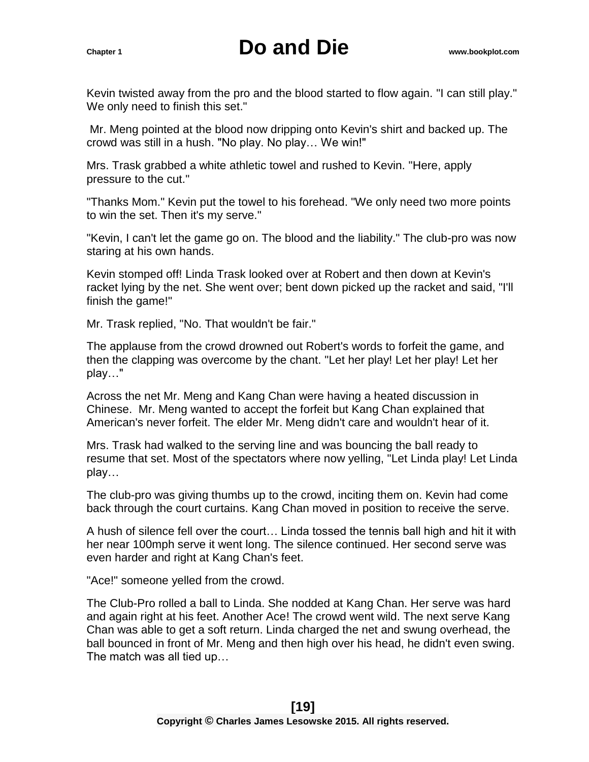Kevin twisted away from the pro and the blood started to flow again. "I can still play." We only need to finish this set."

Mr. Meng pointed at the blood now dripping onto Kevin's shirt and backed up. The crowd was still in a hush. "No play. No play… We win!"

Mrs. Trask grabbed a white athletic towel and rushed to Kevin. "Here, apply pressure to the cut."

"Thanks Mom." Kevin put the towel to his forehead. "We only need two more points to win the set. Then it's my serve."

"Kevin, I can't let the game go on. The blood and the liability." The club-pro was now staring at his own hands.

Kevin stomped off! Linda Trask looked over at Robert and then down at Kevin's racket lying by the net. She went over; bent down picked up the racket and said, "I'll finish the game!"

Mr. Trask replied, "No. That wouldn't be fair."

The applause from the crowd drowned out Robert's words to forfeit the game, and then the clapping was overcome by the chant. "Let her play! Let her play! Let her play…"

Across the net Mr. Meng and Kang Chan were having a heated discussion in Chinese. Mr. Meng wanted to accept the forfeit but Kang Chan explained that American's never forfeit. The elder Mr. Meng didn't care and wouldn't hear of it.

Mrs. Trask had walked to the serving line and was bouncing the ball ready to resume that set. Most of the spectators where now yelling, "Let Linda play! Let Linda play…

The club-pro was giving thumbs up to the crowd, inciting them on. Kevin had come back through the court curtains. Kang Chan moved in position to receive the serve.

A hush of silence fell over the court… Linda tossed the tennis ball high and hit it with her near 100mph serve it went long. The silence continued. Her second serve was even harder and right at Kang Chan's feet.

"Ace!" someone yelled from the crowd.

The Club-Pro rolled a ball to Linda. She nodded at Kang Chan. Her serve was hard and again right at his feet. Another Ace! The crowd went wild. The next serve Kang Chan was able to get a soft return. Linda charged the net and swung overhead, the ball bounced in front of Mr. Meng and then high over his head, he didn't even swing. The match was all tied up…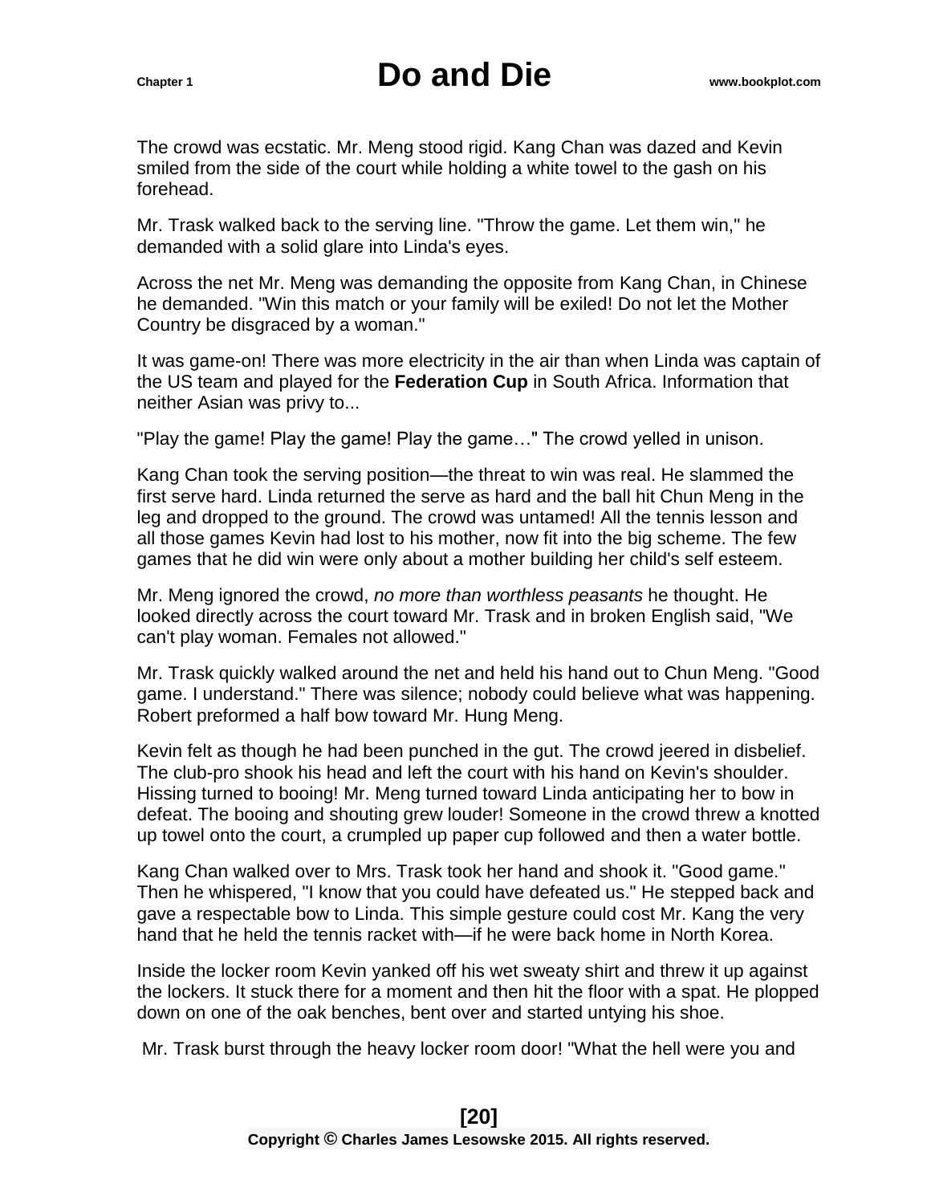The crowd was ecstatic. Mr. Meng stood rigid. Kang Chan was dazed and Kevin smiled from the side of the court while holding a white towel to the gash on his forehead.

Mr. Trask walked back to the serving line. "Throw the game. Let them win," he demanded with a solid glare into Linda's eyes.

Across the net Mr. Meng was demanding the opposite from Kang Chan, in Chinese he demanded. "Win this match or your family will be exiled! Do not let the Mother Country be disgraced by a woman."

It was game-on! There was more electricity in the air than when Linda was captain of the US team and played for the **Federation Cup** in South Africa. Information that neither Asian was privy to...

"Play the game! Play the game! Play the game…" The crowd yelled in unison.

Kang Chan took the serving position—the threat to win was real. He slammed the first serve hard. Linda returned the serve as hard and the ball hit Chun Meng in the leg and dropped to the ground. The crowd was untamed! All the tennis lesson and all those games Kevin had lost to his mother, now fit into the big scheme. The few games that he did win were only about a mother building her child's self esteem.

Mr. Meng ignored the crowd, *no more than worthless peasants* he thought. He looked directly across the court toward Mr. Trask and in broken English said, "We can't play woman. Females not allowed."

Mr. Trask quickly walked around the net and held his hand out to Chun Meng. "Good game. I understand." There was silence; nobody could believe what was happening. Robert preformed a half bow toward Mr. Hung Meng.

Kevin felt as though he had been punched in the gut. The crowd jeered in disbelief. The club-pro shook his head and left the court with his hand on Kevin's shoulder. Hissing turned to booing! Mr. Meng turned toward Linda anticipating her to bow in defeat. The booing and shouting grew louder! Someone in the crowd threw a knotted up towel onto the court, a crumpled up paper cup followed and then a water bottle.

Kang Chan walked over to Mrs. Trask took her hand and shook it. "Good game." Then he whispered, "I know that you could have defeated us." He stepped back and gave a respectable bow to Linda. This simple gesture could cost Mr. Kang the very hand that he held the tennis racket with—if he were back home in North Korea.

Inside the locker room Kevin yanked off his wet sweaty shirt and threw it up against the lockers. It stuck there for a moment and then hit the floor with a spat. He plopped down on one of the oak benches, bent over and started untying his shoe.

Mr. Trask burst through the heavy locker room door! "What the hell were you and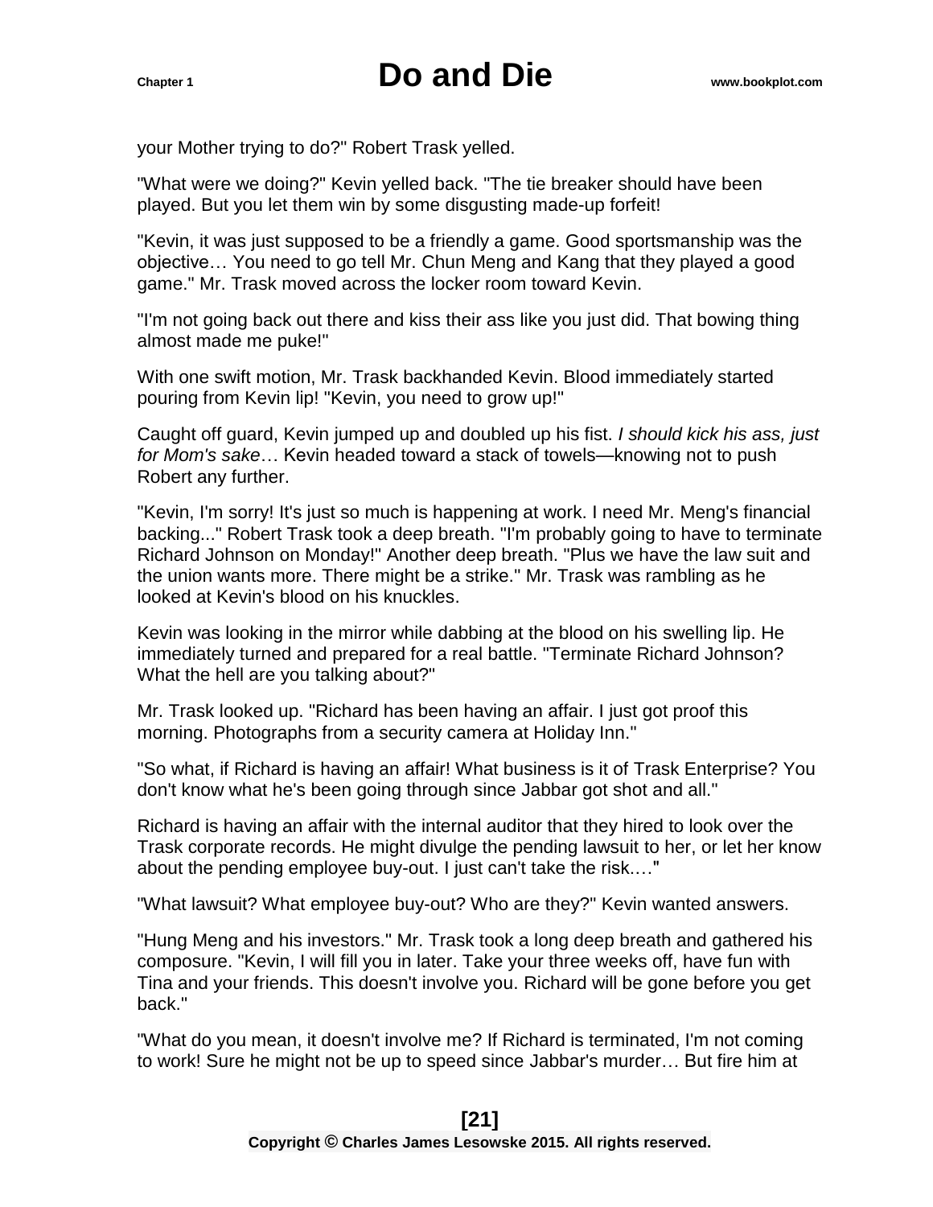your Mother trying to do?" Robert Trask yelled.

"What were we doing?" Kevin yelled back. "The tie breaker should have been played. But you let them win by some disgusting made-up forfeit!

"Kevin, it was just supposed to be a friendly a game. Good sportsmanship was the objective… You need to go tell Mr. Chun Meng and Kang that they played a good game." Mr. Trask moved across the locker room toward Kevin.

"I'm not going back out there and kiss their ass like you just did. That bowing thing almost made me puke!"

With one swift motion, Mr. Trask backhanded Kevin. Blood immediately started pouring from Kevin lip! "Kevin, you need to grow up!"

Caught off guard, Kevin jumped up and doubled up his fist. *I should kick his ass, just for Mom's sake*… Kevin headed toward a stack of towels—knowing not to push Robert any further.

"Kevin, I'm sorry! It's just so much is happening at work. I need Mr. Meng's financial backing..." Robert Trask took a deep breath. "I'm probably going to have to terminate Richard Johnson on Monday!" Another deep breath. "Plus we have the law suit and the union wants more. There might be a strike." Mr. Trask was rambling as he looked at Kevin's blood on his knuckles.

Kevin was looking in the mirror while dabbing at the blood on his swelling lip. He immediately turned and prepared for a real battle. "Terminate Richard Johnson? What the hell are you talking about?"

Mr. Trask looked up. "Richard has been having an affair. I just got proof this morning. Photographs from a security camera at Holiday Inn."

"So what, if Richard is having an affair! What business is it of Trask Enterprise? You don't know what he's been going through since Jabbar got shot and all."

Richard is having an affair with the internal auditor that they hired to look over the Trask corporate records. He might divulge the pending lawsuit to her, or let her know about the pending employee buy-out. I just can't take the risk.…"

"What lawsuit? What employee buy-out? Who are they?" Kevin wanted answers.

"Hung Meng and his investors." Mr. Trask took a long deep breath and gathered his composure. "Kevin, I will fill you in later. Take your three weeks off, have fun with Tina and your friends. This doesn't involve you. Richard will be gone before you get back."

"What do you mean, it doesn't involve me? If Richard is terminated, I'm not coming to work! Sure he might not be up to speed since Jabbar's murder… But fire him at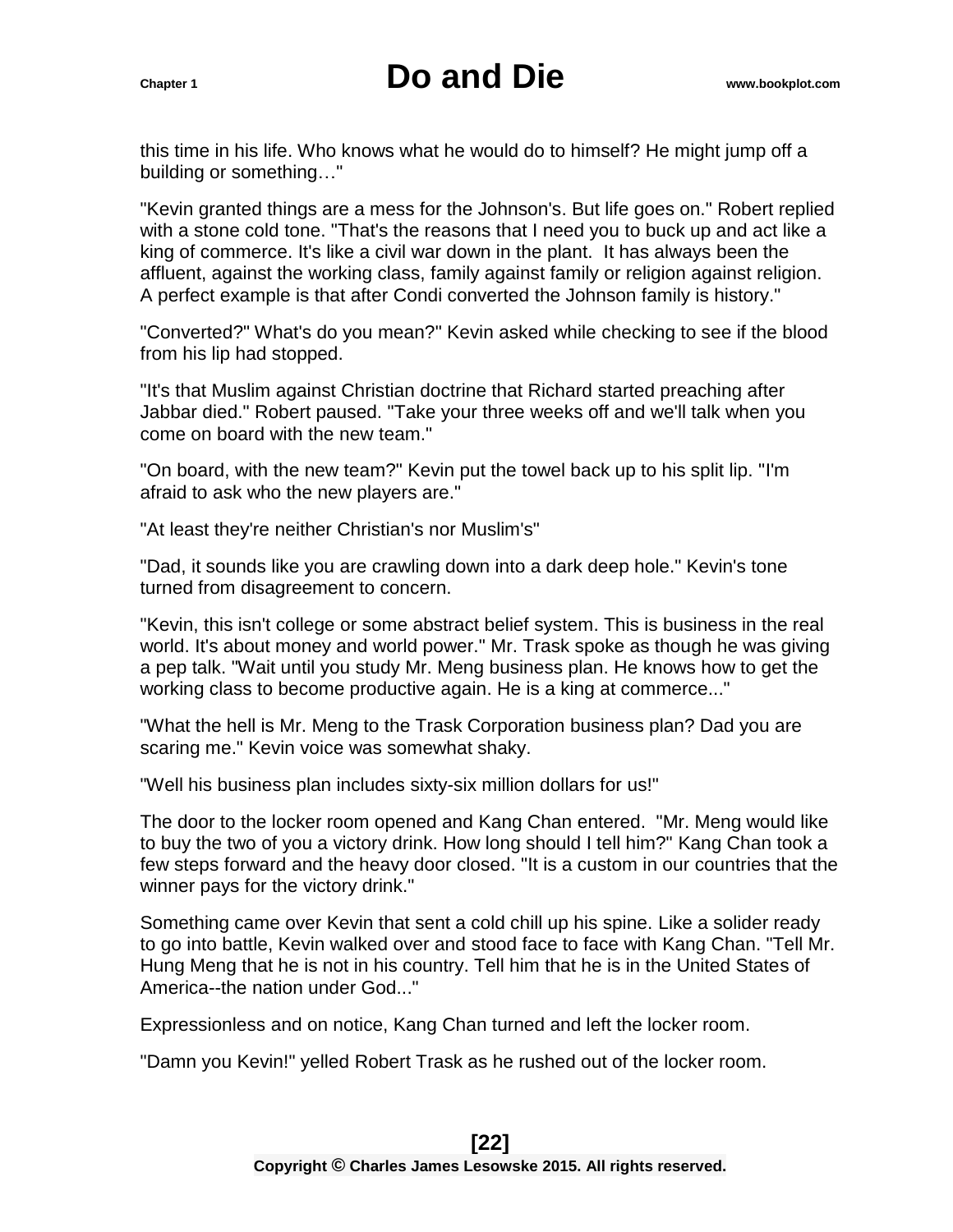this time in his life. Who knows what he would do to himself? He might jump off a building or something…"

"Kevin granted things are a mess for the Johnson's. But life goes on." Robert replied with a stone cold tone. "That's the reasons that I need you to buck up and act like a king of commerce. It's like a civil war down in the plant.  It has always been the affluent, against the working class, family against family or religion against religion. A perfect example is that after Condi converted the Johnson family is history."

"Converted?" What's do you mean?" Kevin asked while checking to see if the blood from his lip had stopped.

"It's that Muslim against Christian doctrine that Richard started preaching after Jabbar died." Robert paused. "Take your three weeks off and we'll talk when you come on board with the new team."

"On board, with the new team?" Kevin put the towel back up to his split lip. "I'm afraid to ask who the new players are."

"At least they're neither Christian's nor Muslim's"

"Dad, it sounds like you are crawling down into a dark deep hole." Kevin's tone turned from disagreement to concern.

"Kevin, this isn't college or some abstract belief system. This is business in the real world. It's about money and world power." Mr. Trask spoke as though he was giving a pep talk. "Wait until you study Mr. Meng business plan. He knows how to get the working class to become productive again. He is a king at commerce..."

"What the hell is Mr. Meng to the Trask Corporation business plan? Dad you are scaring me." Kevin voice was somewhat shaky.

"Well his business plan includes sixty-six million dollars for us!"

The door to the locker room opened and Kang Chan entered.  "Mr. Meng would like to buy the two of you a victory drink. How long should I tell him?" Kang Chan took a few steps forward and the heavy door closed. "It is a custom in our countries that the winner pays for the victory drink."

Something came over Kevin that sent a cold chill up his spine. Like a solider ready to go into battle, Kevin walked over and stood face to face with Kang Chan. "Tell Mr. Hung Meng that he is not in his country. Tell him that he is in the United States of America--the nation under God..."

Expressionless and on notice, Kang Chan turned and left the locker room.

"Damn you Kevin!" yelled Robert Trask as he rushed out of the locker room.